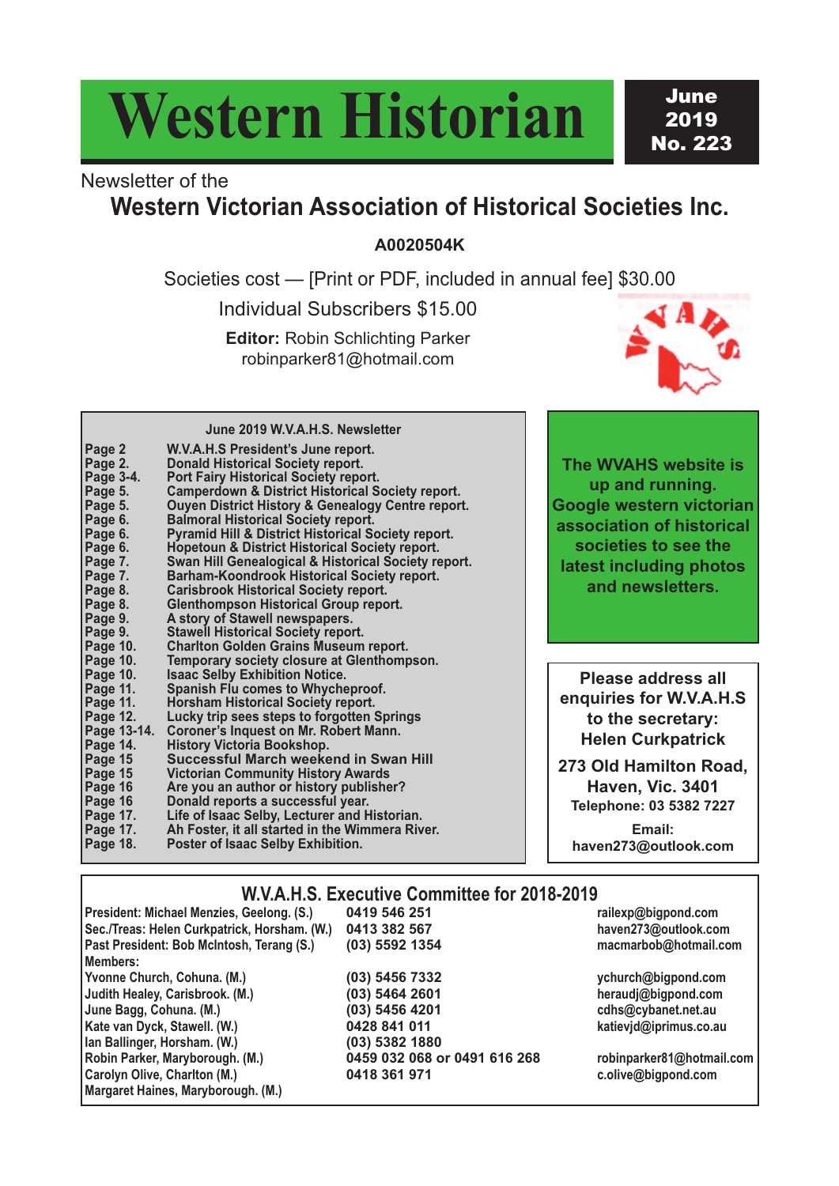# Western Historian

**June 2019 No. 223**

Newsletter of the

## Western Victorian Association of Historical Societies Inc.

**A0020504K**

Societies cost — [Print or PDF, included in annual fee] $30.00

Individual Subscribers $15.00

**Editor:** Robin Schlichting Parker
robinparker81@hotmail.com

### June 2019 W.V.A.H.S. Newsletter

| Page | Item |
|---|---|
| Page 2 | W.V.A.H.S President's June report. |
| Page 2. | Donald Historical Society report. |
| Page 3-4. | Port Fairy Historical Society report. |
| Page 5. | Camperdown & District Historical Society report. |
| Page 5. | Ouyen District History & Genealogy Centre report. |
| Page 6. | Balmoral Historical Society report. |
| Page 6. | Pyramid Hill & District Historical Society report. |
| Page 6. | Hopetoun & District Historical Society report. |
| Page 7. | Swan Hill Genealogical & Historical Society report. |
| Page 7. | Barham-Koondrook Historical Society report. |
| Page 8. | Carisbrook Historical Society report. |
| Page 8. | Glenthompson Historical Group report. |
| Page 9. | A story of Stawell newspapers. |
| Page 9. | Stawell Historical Society report. |
| Page 10. | Charlton Golden Grains Museum report. |
| Page 10. | Temporary society closure at Glenthompson. |
| Page 10. | Isaac Selby Exhibition Notice. |
| Page 11. | Spanish Flu comes to Whycheproof. |
| Page 11. | Horsham Historical Society report. |
| Page 12. | Lucky trip sees steps to forgotten Springs |
| Page 13-14. | Coroner's Inquest on Mr. Robert Mann. |
| Page 14. | History Victoria Bookshop. |
| Page 15 | Successful March weekend in Swan Hill |
| Page 15 | Victorian Community History Awards |
| Page 16 | Are you an author or history publisher? |
| Page 16 | Donald reports a successful year. |
| Page 17. | Life of Isaac Selby, Lecturer and Historian. |
| Page 17. | Ah Foster, it all started in the Wimmera River. |
| Page 18. | Poster of Isaac Selby Exhibition. |

**The WVAHS website is up and running. Google western victorian association of historical societies to see the latest including photos and newsletters.**

**Please address all enquiries for W.V.A.H.S to the secretary: Helen Curkpatrick**

**273 Old Hamilton Road, Haven, Vic. 3401**
**Telephone: 03 5382 7227**

**Email:**
**haven273@outlook.com**

### W.V.A.H.S. Executive Committee for 2018-2019

| Position / Name | Phone | Email |
|---|---|---|
| President: Michael Menzies, Geelong. (S.) | 0419 546 251 | railexp@bigpond.com |
| Sec./Treas: Helen Curkpatrick, Horsham. (W.) | 0413 382 567 | haven273@outlook.com |
| Past President: Bob McIntosh, Terang (S.) | (03) 5592 1354 | macmarbob@hotmail.com |
| Members: | | |
| Yvonne Church, Cohuna. (M.) | (03) 5456 7332 | ychurch@bigpond.com |
| Judith Healey, Carisbrook. (M.) | (03) 5464 2601 | heraudj@bigpond.com |
| June Bagg, Cohuna. (M.) | (03) 5456 4201 | cdhs@cybanet.net.au |
| Kate van Dyck, Stawell. (W.) | 0428 841 011 | katievjd@iprimus.co.au |
| Ian Ballinger, Horsham. (W.) | (03) 5382 1880 | |
| Robin Parker, Maryborough. (M.) | 0459 032 068 or 0491 616 268 | robinparker81@hotmail.com |
| Carolyn Olive, Charlton (M.) | 0418 361 971 | c.olive@bigpond.com |
| Margaret Haines, Maryborough. (M.) | | |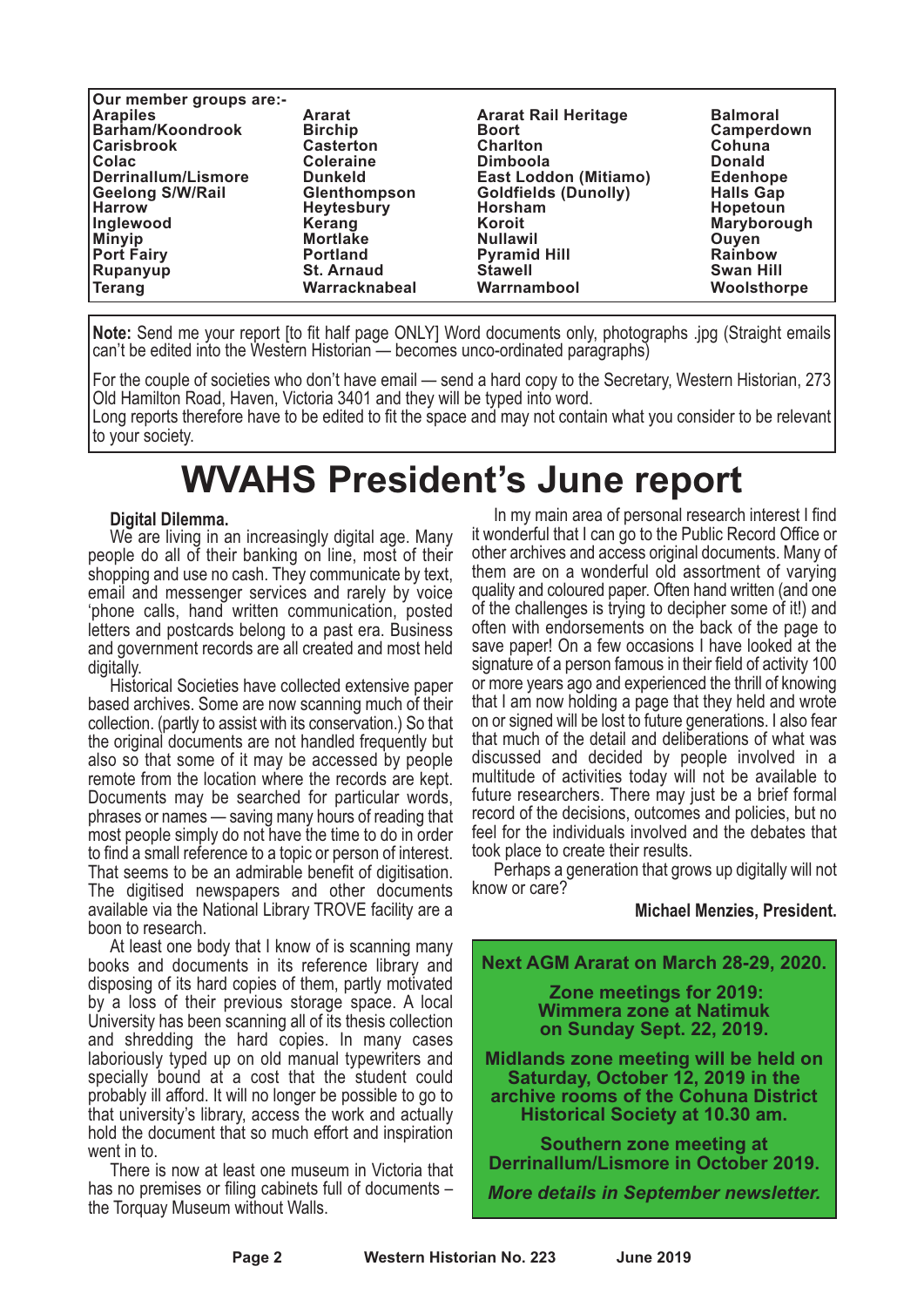**Our member groups are:-**

| | | | |
|---|---|---|---|
| **Arapiles** | **Ararat** | **Ararat Rail Heritage** | **Balmoral** |
| **Barham/Koondrook** | **Birchip** | **Boort** | **Camperdown** |
| **Carisbrook** | **Casterton** | **Charlton** | **Cohuna** |
| **Colac** | **Coleraine** | **Dimboola** | **Donald** |
| **Derrinallum/Lismore** | **Dunkeld** | **East Loddon (Mitiamo)** | **Edenhope** |
| **Geelong S/W/Rail** | **Glenthompson** | **Goldfields (Dunolly)** | **Halls Gap** |
| **Harrow** | **Heytesbury** | **Horsham** | **Hopetoun** |
| **Inglewood** | **Kerang** | **Koroit** | **Maryborough** |
| **Minyip** | **Mortlake** | **Nullawil** | **Ouyen** |
| **Port Fairy** | **Portland** | **Pyramid Hill** | **Rainbow** |
| **Rupanyup** | **St. Arnaud** | **Stawell** | **Swan Hill** |
| **Terang** | **Warracknabeal** | **Warrnambool** | **Woolsthorpe** |

**Note:** Send me your report [to fit half page ONLY] Word documents only, photographs .jpg (Straight emails can't be edited into the Western Historian — becomes unco-ordinated paragraphs)

For the couple of societies who don't have email — send a hard copy to the Secretary, Western Historian, 273 Old Hamilton Road, Haven, Victoria 3401 and they will be typed into word.
Long reports therefore have to be edited to fit the space and may not contain what you consider to be relevant to your society.

# WVAHS President's June report

**Digital Dilemma.**

We are living in an increasingly digital age. Many people do all of their banking on line, most of their shopping and use no cash. They communicate by text, email and messenger services and rarely by voice 'phone calls, hand written communication, posted letters and postcards belong to a past era. Business and government records are all created and most held digitally.

Historical Societies have collected extensive paper based archives. Some are now scanning much of their collection. (partly to assist with its conservation.) So that the original documents are not handled frequently but also so that some of it may be accessed by people remote from the location where the records are kept. Documents may be searched for particular words, phrases or names — saving many hours of reading that most people simply do not have the time to do in order to find a small reference to a topic or person of interest. That seems to be an admirable benefit of digitisation. The digitised newspapers and other documents available via the National Library TROVE facility are a boon to research.

At least one body that I know of is scanning many books and documents in its reference library and disposing of its hard copies of them, partly motivated by a loss of their previous storage space. A local University has been scanning all of its thesis collection and shredding the hard copies. In many cases laboriously typed up on old manual typewriters and specially bound at a cost that the student could probably ill afford. It will no longer be possible to go to that university's library, access the work and actually hold the document that so much effort and inspiration went in to.

There is now at least one museum in Victoria that has no premises or filing cabinets full of documents – the Torquay Museum without Walls.

In my main area of personal research interest I find it wonderful that I can go to the Public Record Office or other archives and access original documents. Many of them are on a wonderful old assortment of varying quality and coloured paper. Often hand written (and one of the challenges is trying to decipher some of it!) and often with endorsements on the back of the page to save paper! On a few occasions I have looked at the signature of a person famous in their field of activity 100 or more years ago and experienced the thrill of knowing that I am now holding a page that they held and wrote on or signed will be lost to future generations. I also fear that much of the detail and deliberations of what was discussed and decided by people involved in a multitude of activities today will not be available to future researchers. There may just be a brief formal record of the decisions, outcomes and policies, but no feel for the individuals involved and the debates that took place to create their results.

Perhaps a generation that grows up digitally will not know or care?

**Michael Menzies, President.**

**Next AGM Ararat on March 28-29, 2020.**

**Zone meetings for 2019:**
**Wimmera zone at Natimuk on Sunday Sept. 22, 2019.**

**Midlands zone meeting will be held on Saturday, October 12, 2019 in the archive rooms of the Cohuna District Historical Society at 10.30 am.**

**Southern zone meeting at Derrinallum/Lismore in October 2019.**

***More details in September newsletter.***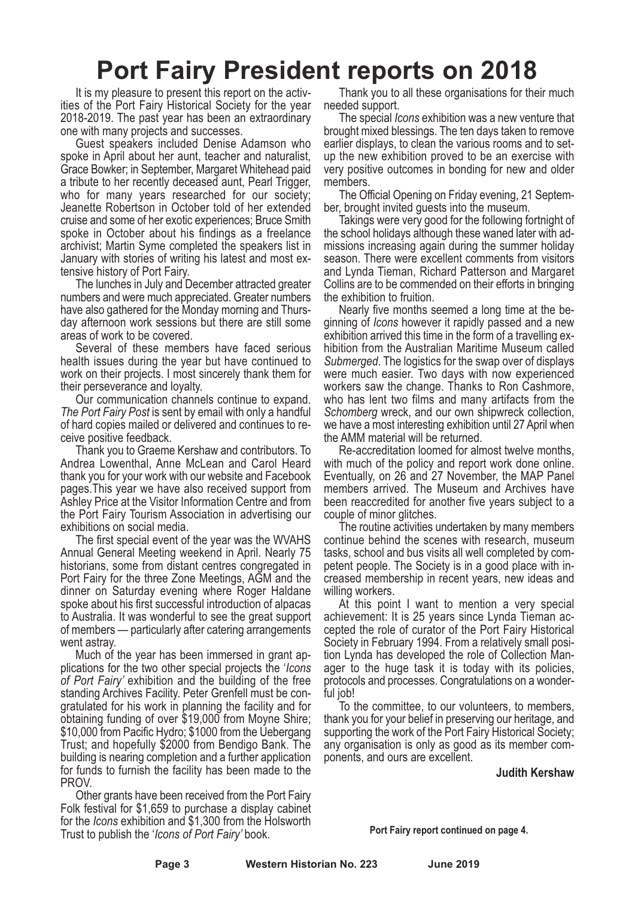# Port Fairy President reports on 2018

It is my pleasure to present this report on the activities of the Port Fairy Historical Society for the year 2018-2019. The past year has been an extraordinary one with many projects and successes.

Guest speakers included Denise Adamson who spoke in April about her aunt, teacher and naturalist, Grace Bowker; in September, Margaret Whitehead paid a tribute to her recently deceased aunt, Pearl Trigger, who for many years researched for our society; Jeanette Robertson in October told of her extended cruise and some of her exotic experiences; Bruce Smith spoke in October about his findings as a freelance archivist; Martin Syme completed the speakers list in January with stories of writing his latest and most extensive history of Port Fairy.

The lunches in July and December attracted greater numbers and were much appreciated. Greater numbers have also gathered for the Monday morning and Thursday afternoon work sessions but there are still some areas of work to be covered.

Several of these members have faced serious health issues during the year but have continued to work on their projects. I most sincerely thank them for their perseverance and loyalty.

Our communication channels continue to expand. *The Port Fairy Post* is sent by email with only a handful of hard copies mailed or delivered and continues to receive positive feedback.

Thank you to Graeme Kershaw and contributors. To Andrea Lowenthal, Anne McLean and Carol Heard thank you for your work with our website and Facebook pages.This year we have also received support from Ashley Price at the Visitor Information Centre and from the Port Fairy Tourism Association in advertising our exhibitions on social media.

The first special event of the year was the WVAHS Annual General Meeting weekend in April. Nearly 75 historians, some from distant centres congregated in Port Fairy for the three Zone Meetings, AGM and the dinner on Saturday evening where Roger Haldane spoke about his first successful introduction of alpacas to Australia. It was wonderful to see the great support of members — particularly after catering arrangements went astray.

Much of the year has been immersed in grant applications for the two other special projects the '*Icons of Port Fairy'* exhibition and the building of the free standing Archives Facility. Peter Grenfell must be congratulated for his work in planning the facility and for obtaining funding of over $19,000 from Moyne Shire; $10,000 from Pacific Hydro; $1000 from the Uebergang Trust; and hopefully $2000 from Bendigo Bank. The building is nearing completion and a further application for funds to furnish the facility has been made to the PROV.

Other grants have been received from the Port Fairy Folk festival for $1,659 to purchase a display cabinet for the *Icons* exhibition and $1,300 from the Holsworth Trust to publish the '*Icons of Port Fairy'* book.

Thank you to all these organisations for their much needed support.

The special *Icons* exhibition was a new venture that brought mixed blessings. The ten days taken to remove earlier displays, to clean the various rooms and to set-up the new exhibition proved to be an exercise with very positive outcomes in bonding for new and older members.

The Official Opening on Friday evening, 21 September, brought invited guests into the museum.

Takings were very good for the following fortnight of the school holidays although these waned later with admissions increasing again during the summer holiday season. There were excellent comments from visitors and Lynda Tieman, Richard Patterson and Margaret Collins are to be commended on their efforts in bringing the exhibition to fruition.

Nearly five months seemed a long time at the beginning of *Icons* however it rapidly passed and a new exhibition arrived this time in the form of a travelling exhibition from the Australian Maritime Museum called *Submerged*. The logistics for the swap over of displays were much easier. Two days with now experienced workers saw the change. Thanks to Ron Cashmore, who has lent two films and many artifacts from the *Schomberg* wreck, and our own shipwreck collection, we have a most interesting exhibition until 27 April when the AMM material will be returned.

Re-accreditation loomed for almost twelve months, with much of the policy and report work done online. Eventually, on 26 and 27 November, the MAP Panel members arrived. The Museum and Archives have been reaccredited for another five years subject to a couple of minor glitches.

The routine activities undertaken by many members continue behind the scenes with research, museum tasks, school and bus visits all well completed by competent people. The Society is in a good place with increased membership in recent years, new ideas and willing workers.

At this point I want to mention a very special achievement: It is 25 years since Lynda Tieman accepted the role of curator of the Port Fairy Historical Society in February 1994. From a relatively small position Lynda has developed the role of Collection Manager to the huge task it is today with its policies, protocols and processes. Congratulations on a wonderful job!

To the committee, to our volunteers, to members, thank you for your belief in preserving our heritage, and supporting the work of the Port Fairy Historical Society; any organisation is only as good as its member components, and ours are excellent.

**Judith Kershaw**

**Port Fairy report continued on page 4.**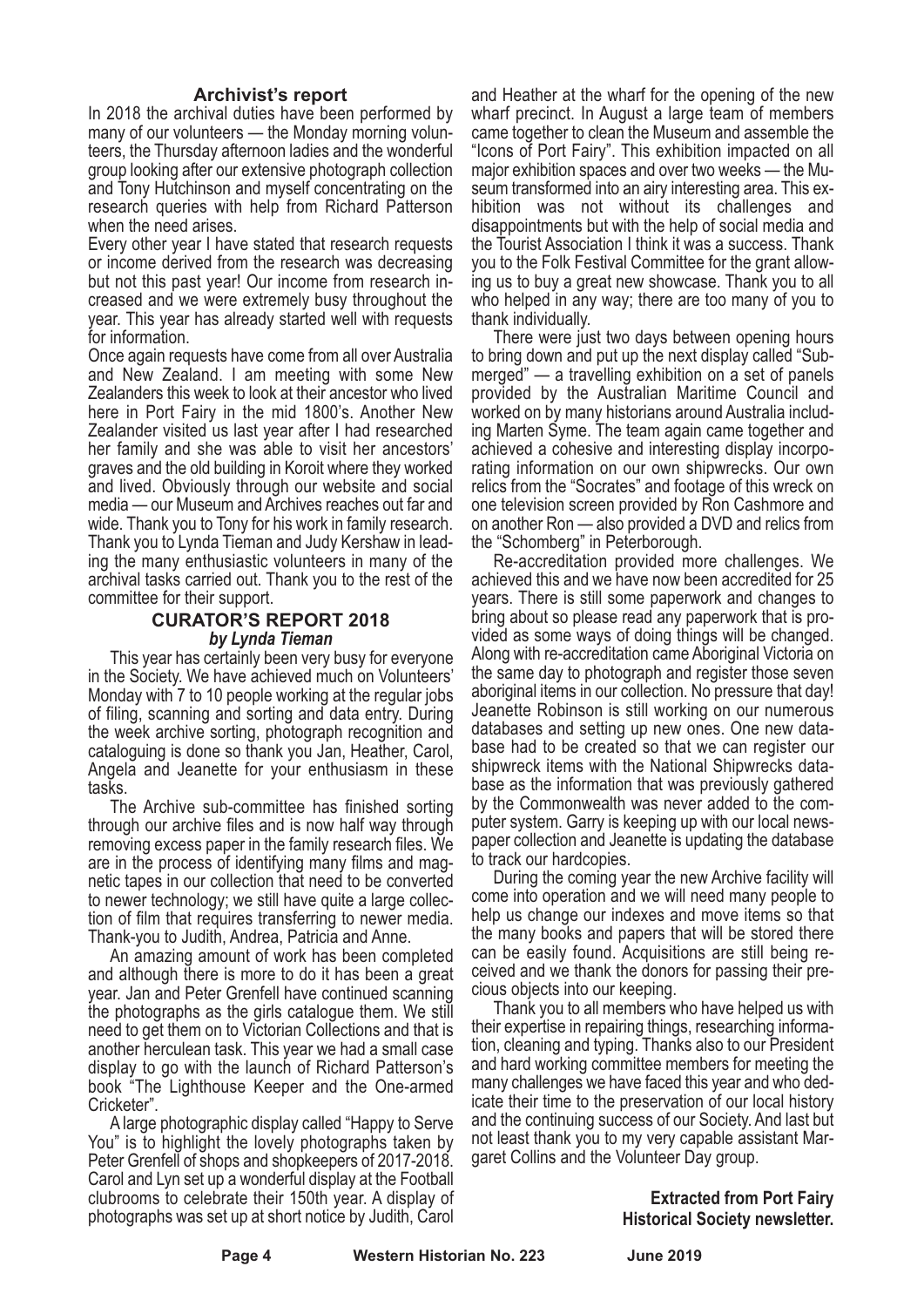## Archivist's report

In 2018 the archival duties have been performed by many of our volunteers — the Monday morning volunteers, the Thursday afternoon ladies and the wonderful group looking after our extensive photograph collection and Tony Hutchinson and myself concentrating on the research queries with help from Richard Patterson when the need arises.

Every other year I have stated that research requests or income derived from the research was decreasing but not this past year! Our income from research increased and we were extremely busy throughout the year. This year has already started well with requests for information.

Once again requests have come from all over Australia and New Zealand. I am meeting with some New Zealanders this week to look at their ancestor who lived here in Port Fairy in the mid 1800's. Another New Zealander visited us last year after I had researched her family and she was able to visit her ancestors' graves and the old building in Koroit where they worked and lived. Obviously through our website and social media — our Museum and Archives reaches out far and wide. Thank you to Tony for his work in family research. Thank you to Lynda Tieman and Judy Kershaw in leading the many enthusiastic volunteers in many of the archival tasks carried out. Thank you to the rest of the committee for their support.

## CURATOR'S REPORT 2018

***by Lynda Tieman***

This year has certainly been very busy for everyone in the Society. We have achieved much on Volunteers' Monday with 7 to 10 people working at the regular jobs of filing, scanning and sorting and data entry. During the week archive sorting, photograph recognition and cataloguing is done so thank you Jan, Heather, Carol, Angela and Jeanette for your enthusiasm in these tasks.

The Archive sub-committee has finished sorting through our archive files and is now half way through removing excess paper in the family research files. We are in the process of identifying many films and magnetic tapes in our collection that need to be converted to newer technology; we still have quite a large collection of film that requires transferring to newer media. Thank-you to Judith, Andrea, Patricia and Anne.

An amazing amount of work has been completed and although there is more to do it has been a great year. Jan and Peter Grenfell have continued scanning the photographs as the girls catalogue them. We still need to get them on to Victorian Collections and that is another herculean task. This year we had a small case display to go with the launch of Richard Patterson's book "The Lighthouse Keeper and the One-armed Cricketer".

A large photographic display called "Happy to Serve You" is to highlight the lovely photographs taken by Peter Grenfell of shops and shopkeepers of 2017-2018. Carol and Lyn set up a wonderful display at the Football clubrooms to celebrate their 150th year. A display of photographs was set up at short notice by Judith, Carol and Heather at the wharf for the opening of the new wharf precinct. In August a large team of members came together to clean the Museum and assemble the "Icons of Port Fairy". This exhibition impacted on all major exhibition spaces and over two weeks — the Museum transformed into an airy interesting area. This exhibition was not without its challenges and disappointments but with the help of social media and the Tourist Association I think it was a success. Thank you to the Folk Festival Committee for the grant allowing us to buy a great new showcase. Thank you to all who helped in any way; there are too many of you to thank individually.

There were just two days between opening hours to bring down and put up the next display called "Submerged" — a travelling exhibition on a set of panels provided by the Australian Maritime Council and worked on by many historians around Australia including Marten Syme. The team again came together and achieved a cohesive and interesting display incorporating information on our own shipwrecks. Our own relics from the "Socrates" and footage of this wreck on one television screen provided by Ron Cashmore and on another Ron — also provided a DVD and relics from the "Schomberg" in Peterborough.

Re-accreditation provided more challenges. We achieved this and we have now been accredited for 25 years. There is still some paperwork and changes to bring about so please read any paperwork that is provided as some ways of doing things will be changed. Along with re-accreditation came Aboriginal Victoria on the same day to photograph and register those seven aboriginal items in our collection. No pressure that day! Jeanette Robinson is still working on our numerous databases and setting up new ones. One new database had to be created so that we can register our shipwreck items with the National Shipwrecks database as the information that was previously gathered by the Commonwealth was never added to the computer system. Garry is keeping up with our local newspaper collection and Jeanette is updating the database to track our hardcopies.

During the coming year the new Archive facility will come into operation and we will need many people to help us change our indexes and move items so that the many books and papers that will be stored there can be easily found. Acquisitions are still being received and we thank the donors for passing their precious objects into our keeping.

Thank you to all members who have helped us with their expertise in repairing things, researching information, cleaning and typing. Thanks also to our President and hard working committee members for meeting the many challenges we have faced this year and who dedicate their time to the preservation of our local history and the continuing success of our Society. And last but not least thank you to my very capable assistant Margaret Collins and the Volunteer Day group.

**Extracted from Port Fairy Historical Society newsletter.**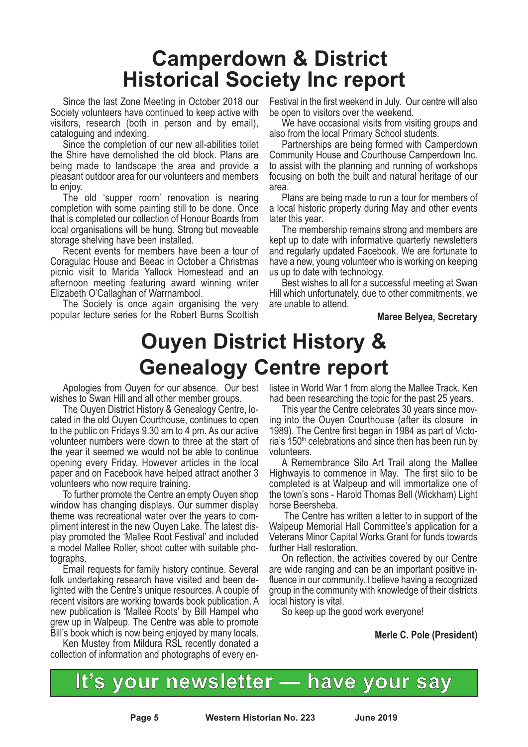# Camperdown & District Historical Society Inc report

Since the last Zone Meeting in October 2018 our Society volunteers have continued to keep active with visitors, research (both in person and by email), cataloguing and indexing.

Since the completion of our new all-abilities toilet the Shire have demolished the old block. Plans are being made to landscape the area and provide a pleasant outdoor area for our volunteers and members to enjoy.

The old 'supper room' renovation is nearing completion with some painting still to be done. Once that is completed our collection of Honour Boards from local organisations will be hung. Strong but moveable storage shelving have been installed.

Recent events for members have been a tour of Coragulac House and Beeac in October a Christmas picnic visit to Marida Yallock Homestead and an afternoon meeting featuring award winning writer Elizabeth O'Callaghan of Warrnambool.

The Society is once again organising the very popular lecture series for the Robert Burns Scottish Festival in the first weekend in July. Our centre will also be open to visitors over the weekend.

We have occasional visits from visiting groups and also from the local Primary School students.

Partnerships are being formed with Camperdown Community House and Courthouse Camperdown Inc. to assist with the planning and running of workshops focusing on both the built and natural heritage of our area.

Plans are being made to run a tour for members of a local historic property during May and other events later this year.

The membership remains strong and members are kept up to date with informative quarterly newsletters and regularly updated Facebook. We are fortunate to have a new, young volunteer who is working on keeping us up to date with technology.

Best wishes to all for a successful meeting at Swan Hill which unfortunately, due to other commitments, we are unable to attend.

**Maree Belyea, Secretary**

# Ouyen District History & Genealogy Centre report

Apologies from Ouyen for our absence. Our best wishes to Swan Hill and all other member groups.

The Ouyen District History & Genealogy Centre, located in the old Ouyen Courthouse, continues to open to the public on Fridays 9.30 am to 4 pm. As our active volunteer numbers were down to three at the start of the year it seemed we would not be able to continue opening every Friday. However articles in the local paper and on Facebook have helped attract another 3 volunteers who now require training.

To further promote the Centre an empty Ouyen shop window has changing displays. Our summer display theme was recreational water over the years to compliment interest in the new Ouyen Lake. The latest display promoted the 'Mallee Root Festival' and included a model Mallee Roller, shoot cutter with suitable photographs.

Email requests for family history continue. Several folk undertaking research have visited and been delighted with the Centre's unique resources. A couple of recent visitors are working towards book publication. A new publication is 'Mallee Roots' by Bill Hampel who grew up in Walpeup. The Centre was able to promote Bill's book which is now being enjoyed by many locals.

Ken Mustey from Mildura RSL recently donated a collection of information and photographs of every enlistee in World War 1 from along the Mallee Track. Ken had been researching the topic for the past 25 years.

This year the Centre celebrates 30 years since moving into the Ouyen Courthouse (after its closure in 1989). The Centre first began in 1984 as part of Victoria's 150th celebrations and since then has been run by volunteers.

A Remembrance Silo Art Trail along the Mallee Highwayis to commence in May. The first silo to be completed is at Walpeup and will immortalize one of the town's sons - Harold Thomas Bell (Wickham) Light horse Beersheba.

The Centre has written a letter to in support of the Walpeup Memorial Hall Committee's application for a Veterans Minor Capital Works Grant for funds towards further Hall restoration.

On reflection, the activities covered by our Centre are wide ranging and can be an important positive influence in our community. I believe having a recognized group in the community with knowledge of their districts local history is vital.

So keep up the good work everyone!

**Merle C. Pole (President)**

**It's your newsletter — have your say**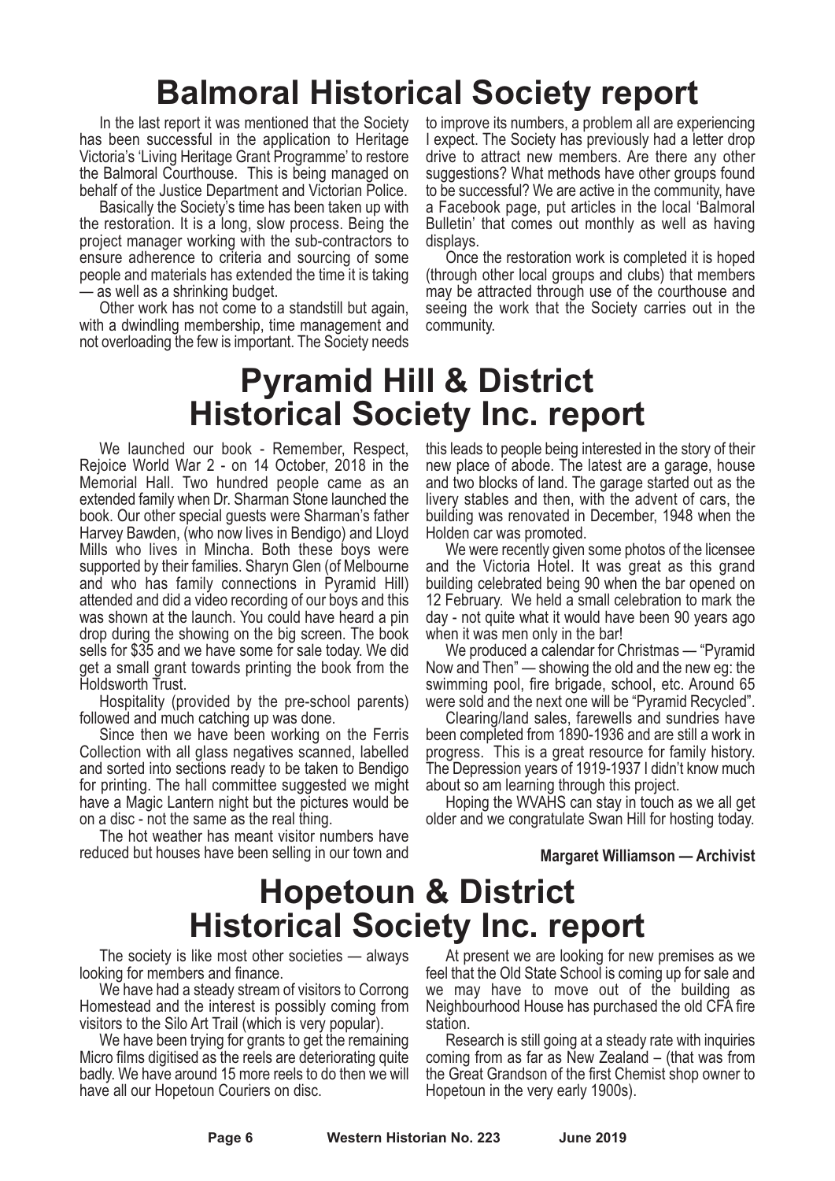# Balmoral Historical Society report

In the last report it was mentioned that the Society has been successful in the application to Heritage Victoria's 'Living Heritage Grant Programme' to restore the Balmoral Courthouse. This is being managed on behalf of the Justice Department and Victorian Police.

Basically the Society's time has been taken up with the restoration. It is a long, slow process. Being the project manager working with the sub-contractors to ensure adherence to criteria and sourcing of some people and materials has extended the time it is taking — as well as a shrinking budget.

Other work has not come to a standstill but again, with a dwindling membership, time management and not overloading the few is important. The Society needs to improve its numbers, a problem all are experiencing I expect. The Society has previously had a letter drop drive to attract new members. Are there any other suggestions? What methods have other groups found to be successful? We are active in the community, have a Facebook page, put articles in the local 'Balmoral Bulletin' that comes out monthly as well as having displays.

Once the restoration work is completed it is hoped (through other local groups and clubs) that members may be attracted through use of the courthouse and seeing the work that the Society carries out in the community.

# Pyramid Hill & District Historical Society Inc. report

We launched our book - Remember, Respect, Rejoice World War 2 - on 14 October, 2018 in the Memorial Hall. Two hundred people came as an extended family when Dr. Sharman Stone launched the book. Our other special guests were Sharman's father Harvey Bawden, (who now lives in Bendigo) and Lloyd Mills who lives in Mincha. Both these boys were supported by their families. Sharyn Glen (of Melbourne and who has family connections in Pyramid Hill) attended and did a video recording of our boys and this was shown at the launch. You could have heard a pin drop during the showing on the big screen. The book sells for $35 and we have some for sale today. We did get a small grant towards printing the book from the Holdsworth Trust.

Hospitality (provided by the pre-school parents) followed and much catching up was done.

Since then we have been working on the Ferris Collection with all glass negatives scanned, labelled and sorted into sections ready to be taken to Bendigo for printing. The hall committee suggested we might have a Magic Lantern night but the pictures would be on a disc - not the same as the real thing.

The hot weather has meant visitor numbers have reduced but houses have been selling in our town and this leads to people being interested in the story of their new place of abode. The latest are a garage, house and two blocks of land. The garage started out as the livery stables and then, with the advent of cars, the building was renovated in December, 1948 when the Holden car was promoted.

We were recently given some photos of the licensee and the Victoria Hotel. It was great as this grand building celebrated being 90 when the bar opened on 12 February. We held a small celebration to mark the day - not quite what it would have been 90 years ago when it was men only in the bar!

We produced a calendar for Christmas — "Pyramid Now and Then" — showing the old and the new eg: the swimming pool, fire brigade, school, etc. Around 65 were sold and the next one will be "Pyramid Recycled".

Clearing/land sales, farewells and sundries have been completed from 1890-1936 and are still a work in progress. This is a great resource for family history. The Depression years of 1919-1937 I didn't know much about so am learning through this project.

Hoping the WVAHS can stay in touch as we all get older and we congratulate Swan Hill for hosting today.

**Margaret Williamson — Archivist**

# Hopetoun & District Historical Society Inc. report

The society is like most other societies — always looking for members and finance.

We have had a steady stream of visitors to Corrong Homestead and the interest is possibly coming from visitors to the Silo Art Trail (which is very popular).

We have been trying for grants to get the remaining Micro films digitised as the reels are deteriorating quite badly. We have around 15 more reels to do then we will have all our Hopetoun Couriers on disc.

At present we are looking for new premises as we feel that the Old State School is coming up for sale and we may have to move out of the building as Neighbourhood House has purchased the old CFA fire station.

Research is still going at a steady rate with inquiries coming from as far as New Zealand – (that was from the Great Grandson of the first Chemist shop owner to Hopetoun in the very early 1900s).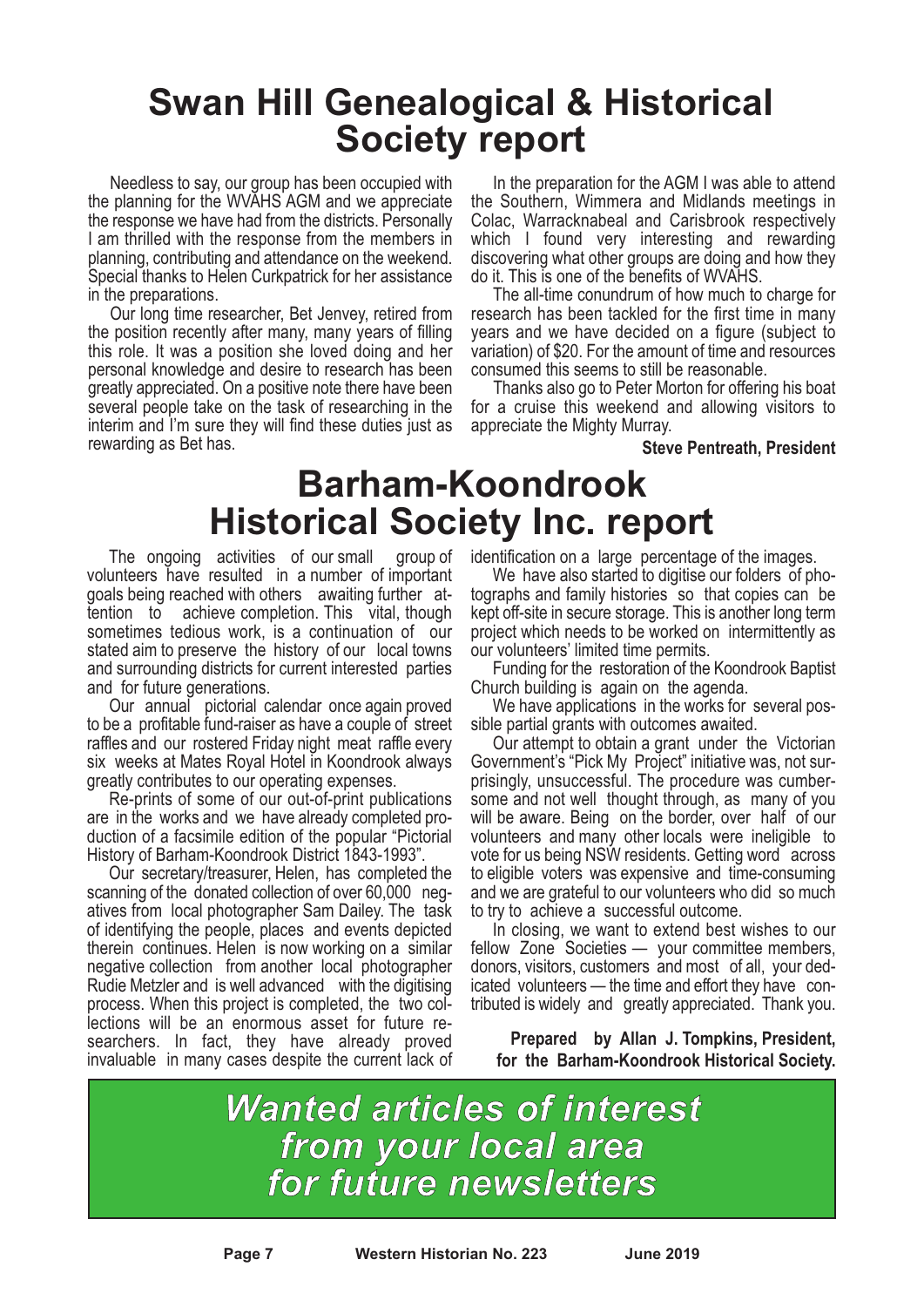# Swan Hill Genealogical & Historical Society report

Needless to say, our group has been occupied with the planning for the WVAHS AGM and we appreciate the response we have had from the districts. Personally I am thrilled with the response from the members in planning, contributing and attendance on the weekend. Special thanks to Helen Curkpatrick for her assistance in the preparations.

Our long time researcher, Bet Jenvey, retired from the position recently after many, many years of filling this role. It was a position she loved doing and her personal knowledge and desire to research has been greatly appreciated. On a positive note there have been several people take on the task of researching in the interim and I'm sure they will find these duties just as rewarding as Bet has.

In the preparation for the AGM I was able to attend the Southern, Wimmera and Midlands meetings in Colac, Warracknabeal and Carisbrook respectively which I found very interesting and rewarding discovering what other groups are doing and how they do it. This is one of the benefits of WVAHS.

The all-time conundrum of how much to charge for research has been tackled for the first time in many years and we have decided on a figure (subject to variation) of $20. For the amount of time and resources consumed this seems to still be reasonable.

Thanks also go to Peter Morton for offering his boat for a cruise this weekend and allowing visitors to appreciate the Mighty Murray.

**Steve Pentreath, President**

# Barham-Koondrook Historical Society Inc. report

The ongoing activities of our small group of volunteers have resulted in a number of important goals being reached with others awaiting further attention to achieve completion. This vital, though sometimes tedious work, is a continuation of our stated aim to preserve the history of our local towns and surrounding districts for current interested parties and for future generations.

Our annual pictorial calendar once again proved to be a profitable fund-raiser as have a couple of street raffles and our rostered Friday night meat raffle every six weeks at Mates Royal Hotel in Koondrook always greatly contributes to our operating expenses.

Re-prints of some of our out-of-print publications are in the works and we have already completed production of a facsimile edition of the popular "Pictorial History of Barham-Koondrook District 1843-1993".

Our secretary/treasurer, Helen, has completed the scanning of the donated collection of over 60,000 negatives from local photographer Sam Dailey. The task of identifying the people, places and events depicted therein continues. Helen is now working on a similar negative collection from another local photographer Rudie Metzler and is well advanced with the digitising process. When this project is completed, the two collections will be an enormous asset for future researchers. In fact, they have already proved invaluable in many cases despite the current lack of identification on a large percentage of the images.

We have also started to digitise our folders of photographs and family histories so that copies can be kept off-site in secure storage. This is another long term project which needs to be worked on intermittently as our volunteers' limited time permits.

Funding for the restoration of the Koondrook Baptist Church building is again on the agenda.

We have applications in the works for several possible partial grants with outcomes awaited.

Our attempt to obtain a grant under the Victorian Government's "Pick My Project" initiative was, not surprisingly, unsuccessful. The procedure was cumbersome and not well thought through, as many of you will be aware. Being on the border, over half of our volunteers and many other locals were ineligible to vote for us being NSW residents. Getting word across to eligible voters was expensive and time-consuming and we are grateful to our volunteers who did so much to try to achieve a successful outcome.

In closing, we want to extend best wishes to our fellow Zone Societies — your committee members, donors, visitors, customers and most of all, your dedicated volunteers — the time and effort they have contributed is widely and greatly appreciated. Thank you.

**Prepared by Allan J. Tompkins, President, for the Barham-Koondrook Historical Society.**

***Wanted articles of interest from your local area for future newsletters***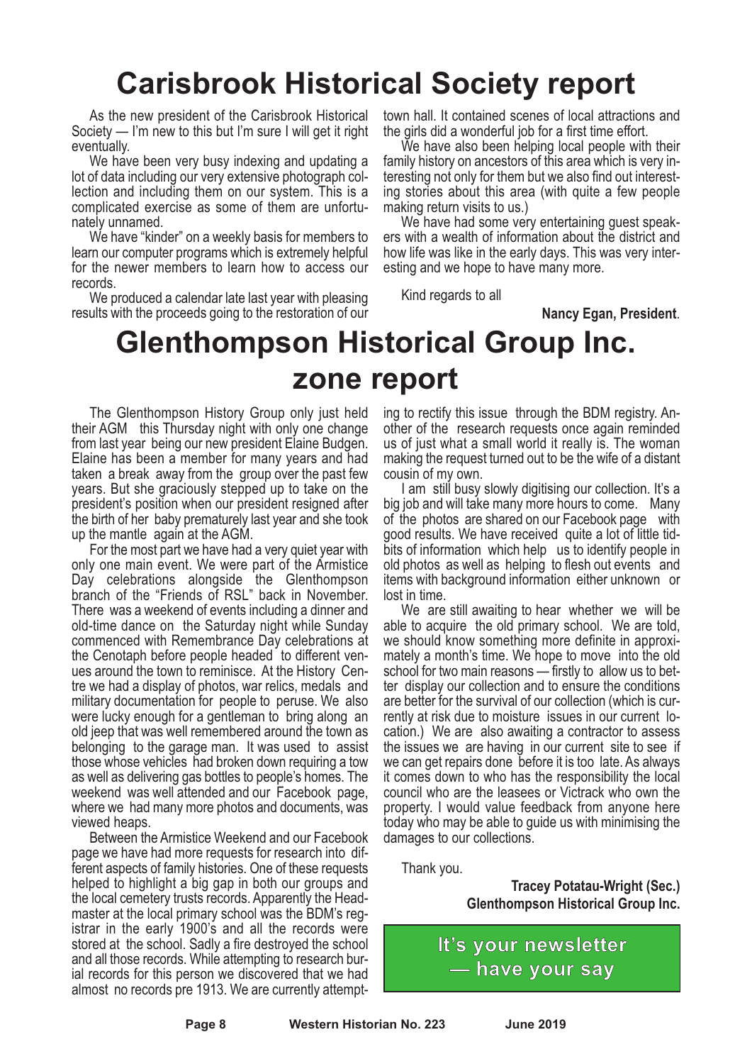# Carisbrook Historical Society report

As the new president of the Carisbrook Historical Society — I'm new to this but I'm sure I will get it right eventually.

We have been very busy indexing and updating a lot of data including our very extensive photograph collection and including them on our system. This is a complicated exercise as some of them are unfortunately unnamed.

We have "kinder" on a weekly basis for members to learn our computer programs which is extremely helpful for the newer members to learn how to access our records.

We produced a calendar late last year with pleasing results with the proceeds going to the restoration of our town hall. It contained scenes of local attractions and the girls did a wonderful job for a first time effort.

We have also been helping local people with their family history on ancestors of this area which is very interesting not only for them but we also find out interesting stories about this area (with quite a few people making return visits to us.)

We have had some very entertaining guest speakers with a wealth of information about the district and how life was like in the early days. This was very interesting and we hope to have many more.

Kind regards to all

**Nancy Egan, President**.

# Glenthompson Historical Group Inc. zone report

The Glenthompson History Group only just held their AGM this Thursday night with only one change from last year being our new president Elaine Budgen. Elaine has been a member for many years and had taken a break away from the group over the past few years. But she graciously stepped up to take on the president's position when our president resigned after the birth of her baby prematurely last year and she took up the mantle again at the AGM.

For the most part we have had a very quiet year with only one main event. We were part of the Armistice Day celebrations alongside the Glenthompson branch of the "Friends of RSL" back in November. There was a weekend of events including a dinner and old-time dance on the Saturday night while Sunday commenced with Remembrance Day celebrations at the Cenotaph before people headed to different venues around the town to reminisce. At the History Centre we had a display of photos, war relics, medals and military documentation for people to peruse. We also were lucky enough for a gentleman to bring along an old jeep that was well remembered around the town as belonging to the garage man. It was used to assist those whose vehicles had broken down requiring a tow as well as delivering gas bottles to people's homes. The weekend was well attended and our Facebook page, where we had many more photos and documents, was viewed heaps.

Between the Armistice Weekend and our Facebook page we have had more requests for research into different aspects of family histories. One of these requests helped to highlight a big gap in both our groups and the local cemetery trusts records. Apparently the Headmaster at the local primary school was the BDM's registrar in the early 1900's and all the records were stored at the school. Sadly a fire destroyed the school and all those records. While attempting to research burial records for this person we discovered that we had almost no records pre 1913. We are currently attempting to rectify this issue through the BDM registry. Another of the research requests once again reminded us of just what a small world it really is. The woman making the request turned out to be the wife of a distant cousin of my own.

I am still busy slowly digitising our collection. It's a big job and will take many more hours to come. Many of the photos are shared on our Facebook page with good results. We have received quite a lot of little tidbits of information which help us to identify people in old photos as well as helping to flesh out events and items with background information either unknown or lost in time.

We are still awaiting to hear whether we will be able to acquire the old primary school. We are told, we should know something more definite in approximately a month's time. We hope to move into the old school for two main reasons — firstly to allow us to better display our collection and to ensure the conditions are better for the survival of our collection (which is currently at risk due to moisture issues in our current location.) We are also awaiting a contractor to assess the issues we are having in our current site to see if we can get repairs done before it is too late. As always it comes down to who has the responsibility the local council who are the leasees or Victrack who own the property. I would value feedback from anyone here today who may be able to guide us with minimising the damages to our collections.

Thank you.

**Tracey Potatau-Wright (Sec.)**
**Glenthompson Historical Group Inc.**

**It's your newsletter — have your say**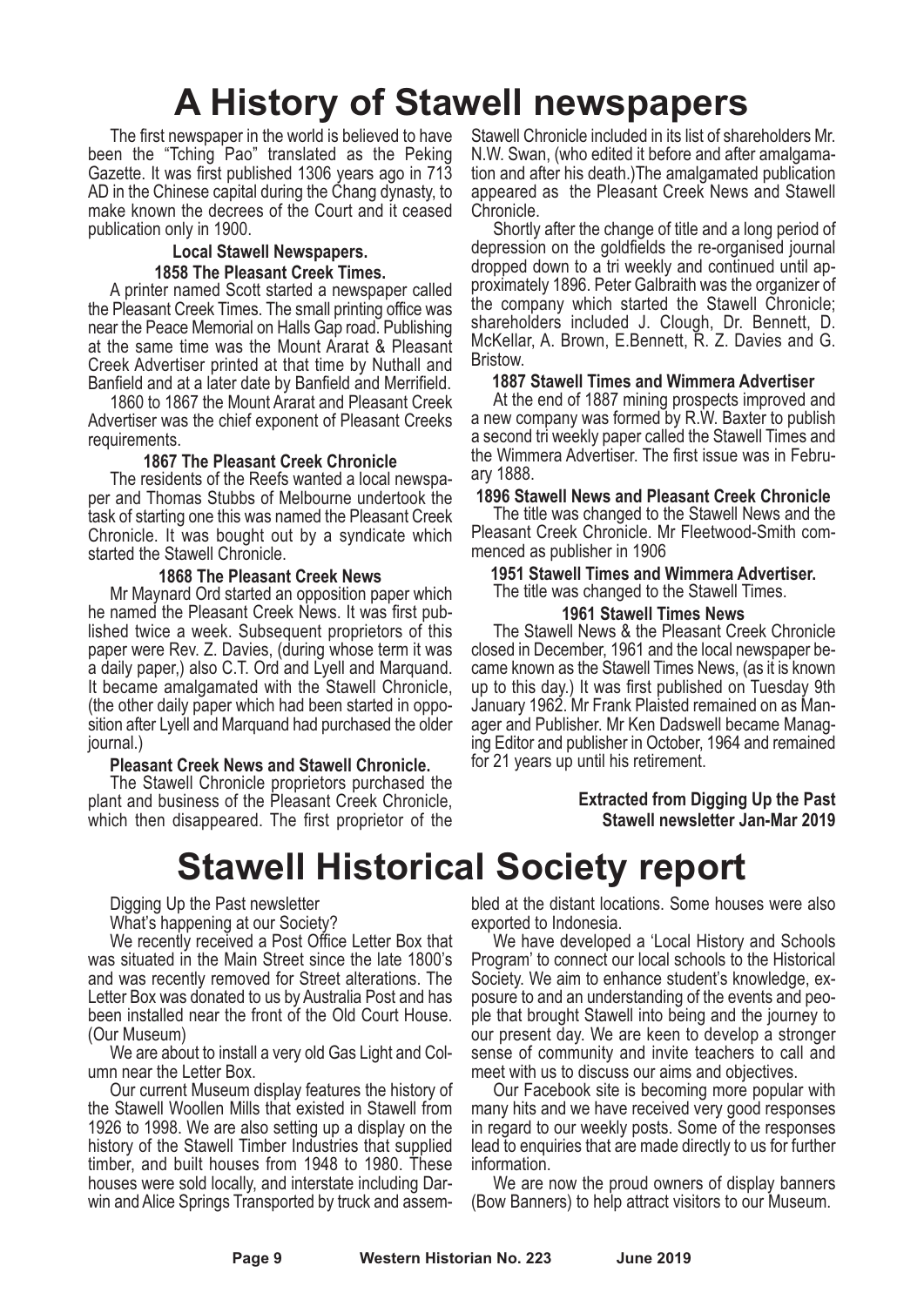# A History of Stawell newspapers

The first newspaper in the world is believed to have been the "Tching Pao" translated as the Peking Gazette. It was first published 1306 years ago in 713 AD in the Chinese capital during the Chang dynasty, to make known the decrees of the Court and it ceased publication only in 1900.

### Local Stawell Newspapers.

### 1858 The Pleasant Creek Times.

A printer named Scott started a newspaper called the Pleasant Creek Times. The small printing office was near the Peace Memorial on Halls Gap road. Publishing at the same time was the Mount Ararat & Pleasant Creek Advertiser printed at that time by Nuthall and Banfield and at a later date by Banfield and Merrifield.

1860 to 1867 the Mount Ararat and Pleasant Creek Advertiser was the chief exponent of Pleasant Creeks requirements.

### 1867 The Pleasant Creek Chronicle

The residents of the Reefs wanted a local newspaper and Thomas Stubbs of Melbourne undertook the task of starting one this was named the Pleasant Creek Chronicle. It was bought out by a syndicate which started the Stawell Chronicle.

### 1868 The Pleasant Creek News

Mr Maynard Ord started an opposition paper which he named the Pleasant Creek News. It was first published twice a week. Subsequent proprietors of this paper were Rev. Z. Davies, (during whose term it was a daily paper,) also C.T. Ord and Lyell and Marquand. It became amalgamated with the Stawell Chronicle, (the other daily paper which had been started in opposition after Lyell and Marquand had purchased the older journal.)

### Pleasant Creek News and Stawell Chronicle.

The Stawell Chronicle proprietors purchased the plant and business of the Pleasant Creek Chronicle, which then disappeared. The first proprietor of the Stawell Chronicle included in its list of shareholders Mr. N.W. Swan, (who edited it before and after amalgamation and after his death.)The amalgamated publication appeared as the Pleasant Creek News and Stawell Chronicle.

Shortly after the change of title and a long period of depression on the goldfields the re-organised journal dropped down to a tri weekly and continued until approximately 1896. Peter Galbraith was the organizer of the company which started the Stawell Chronicle; shareholders included J. Clough, Dr. Bennett, D. McKellar, A. Brown, E.Bennett, R. Z. Davies and G. Bristow.

### 1887 Stawell Times and Wimmera Advertiser

At the end of 1887 mining prospects improved and a new company was formed by R.W. Baxter to publish a second tri weekly paper called the Stawell Times and the Wimmera Advertiser. The first issue was in February 1888.

### 1896 Stawell News and Pleasant Creek Chronicle

The title was changed to the Stawell News and the Pleasant Creek Chronicle. Mr Fleetwood-Smith commenced as publisher in 1906

### 1951 Stawell Times and Wimmera Advertiser.

The title was changed to the Stawell Times.

### 1961 Stawell Times News

The Stawell News & the Pleasant Creek Chronicle closed in December, 1961 and the local newspaper became known as the Stawell Times News, (as it is known up to this day.) It was first published on Tuesday 9th January 1962. Mr Frank Plaisted remained on as Manager and Publisher. Mr Ken Dadswell became Managing Editor and publisher in October, 1964 and remained for 21 years up until his retirement.

**Extracted from Digging Up the Past Stawell newsletter Jan-Mar 2019**

# Stawell Historical Society report

Digging Up the Past newsletter

What's happening at our Society?

We recently received a Post Office Letter Box that was situated in the Main Street since the late 1800's and was recently removed for Street alterations. The Letter Box was donated to us by Australia Post and has been installed near the front of the Old Court House. (Our Museum)

We are about to install a very old Gas Light and Column near the Letter Box.

Our current Museum display features the history of the Stawell Woollen Mills that existed in Stawell from 1926 to 1998. We are also setting up a display on the history of the Stawell Timber Industries that supplied timber, and built houses from 1948 to 1980. These houses were sold locally, and interstate including Darwin and Alice Springs Transported by truck and assembled at the distant locations. Some houses were also exported to Indonesia.

We have developed a 'Local History and Schools Program' to connect our local schools to the Historical Society. We aim to enhance student's knowledge, exposure to and an understanding of the events and people that brought Stawell into being and the journey to our present day. We are keen to develop a stronger sense of community and invite teachers to call and meet with us to discuss our aims and objectives.

Our Facebook site is becoming more popular with many hits and we have received very good responses in regard to our weekly posts. Some of the responses lead to enquiries that are made directly to us for further information.

We are now the proud owners of display banners (Bow Banners) to help attract visitors to our Museum.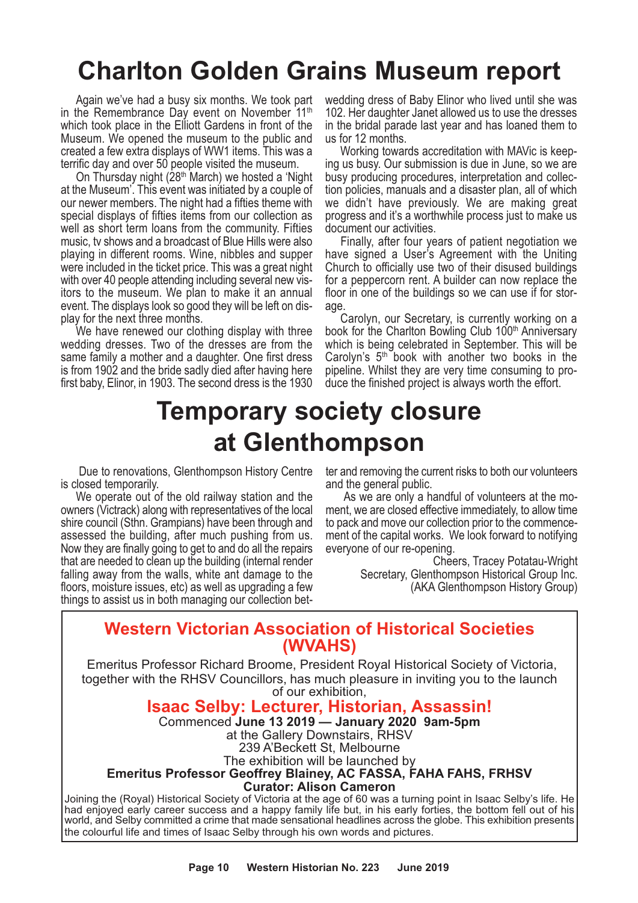# Charlton Golden Grains Museum report

Again we've had a busy six months. We took part in the Remembrance Day event on November 11th which took place in the Elliott Gardens in front of the Museum. We opened the museum to the public and created a few extra displays of WW1 items. This was a terrific day and over 50 people visited the museum.

On Thursday night (28th March) we hosted a 'Night at the Museum'. This event was initiated by a couple of our newer members. The night had a fifties theme with special displays of fifties items from our collection as well as short term loans from the community. Fifties music, tv shows and a broadcast of Blue Hills were also playing in different rooms. Wine, nibbles and supper were included in the ticket price. This was a great night with over 40 people attending including several new visitors to the museum. We plan to make it an annual event. The displays look so good they will be left on display for the next three months.

We have renewed our clothing display with three wedding dresses. Two of the dresses are from the same family a mother and a daughter. One first dress is from 1902 and the bride sadly died after having here first baby, Elinor, in 1903. The second dress is the 1930 wedding dress of Baby Elinor who lived until she was 102. Her daughter Janet allowed us to use the dresses in the bridal parade last year and has loaned them to us for 12 months.

Working towards accreditation with MAVic is keeping us busy. Our submission is due in June, so we are busy producing procedures, interpretation and collection policies, manuals and a disaster plan, all of which we didn't have previously. We are making great progress and it's a worthwhile process just to make us document our activities.

Finally, after four years of patient negotiation we have signed a User's Agreement with the Uniting Church to officially use two of their disused buildings for a peppercorn rent. A builder can now replace the floor in one of the buildings so we can use if for storage.

Carolyn, our Secretary, is currently working on a book for the Charlton Bowling Club 100th Anniversary which is being celebrated in September. This will be Carolyn's 5th book with another two books in the pipeline. Whilst they are very time consuming to produce the finished project is always worth the effort.

# Temporary society closure at Glenthompson

Due to renovations, Glenthompson History Centre is closed temporarily.

We operate out of the old railway station and the owners (Victrack) along with representatives of the local shire council (Sthn. Grampians) have been through and assessed the building, after much pushing from us. Now they are finally going to get to and do all the repairs that are needed to clean up the building (internal render falling away from the walls, white ant damage to the floors, moisture issues, etc) as well as upgrading a few things to assist us in both managing our collection better and removing the current risks to both our volunteers and the general public.

As we are only a handful of volunteers at the moment, we are closed effective immediately, to allow time to pack and move our collection prior to the commencement of the capital works. We look forward to notifying everyone of our re-opening.

Cheers, Tracey Potatau-Wright
Secretary, Glenthompson Historical Group Inc.
(AKA Glenthompson History Group)

## Western Victorian Association of Historical Societies (WVAHS)

Emeritus Professor Richard Broome, President Royal Historical Society of Victoria, together with the RHSV Councillors, has much pleasure in inviting you to the launch of our exhibition,

## Isaac Selby: Lecturer, Historian, Assassin!

Commenced **June 13 2019 — January 2020 9am-5pm**
at the Gallery Downstairs, RHSV
239 A'Beckett St, Melbourne
The exhibition will be launched by
**Emeritus Professor Geoffrey Blainey, AC FASSA, FAHA FAHS, FRHSV**
**Curator: Alison Cameron**

Joining the (Royal) Historical Society of Victoria at the age of 60 was a turning point in Isaac Selby's life. He had enjoyed early career success and a happy family life but, in his early forties, the bottom fell out of his world, and Selby committed a crime that made sensational headlines across the globe. This exhibition presents the colourful life and times of Isaac Selby through his own words and pictures.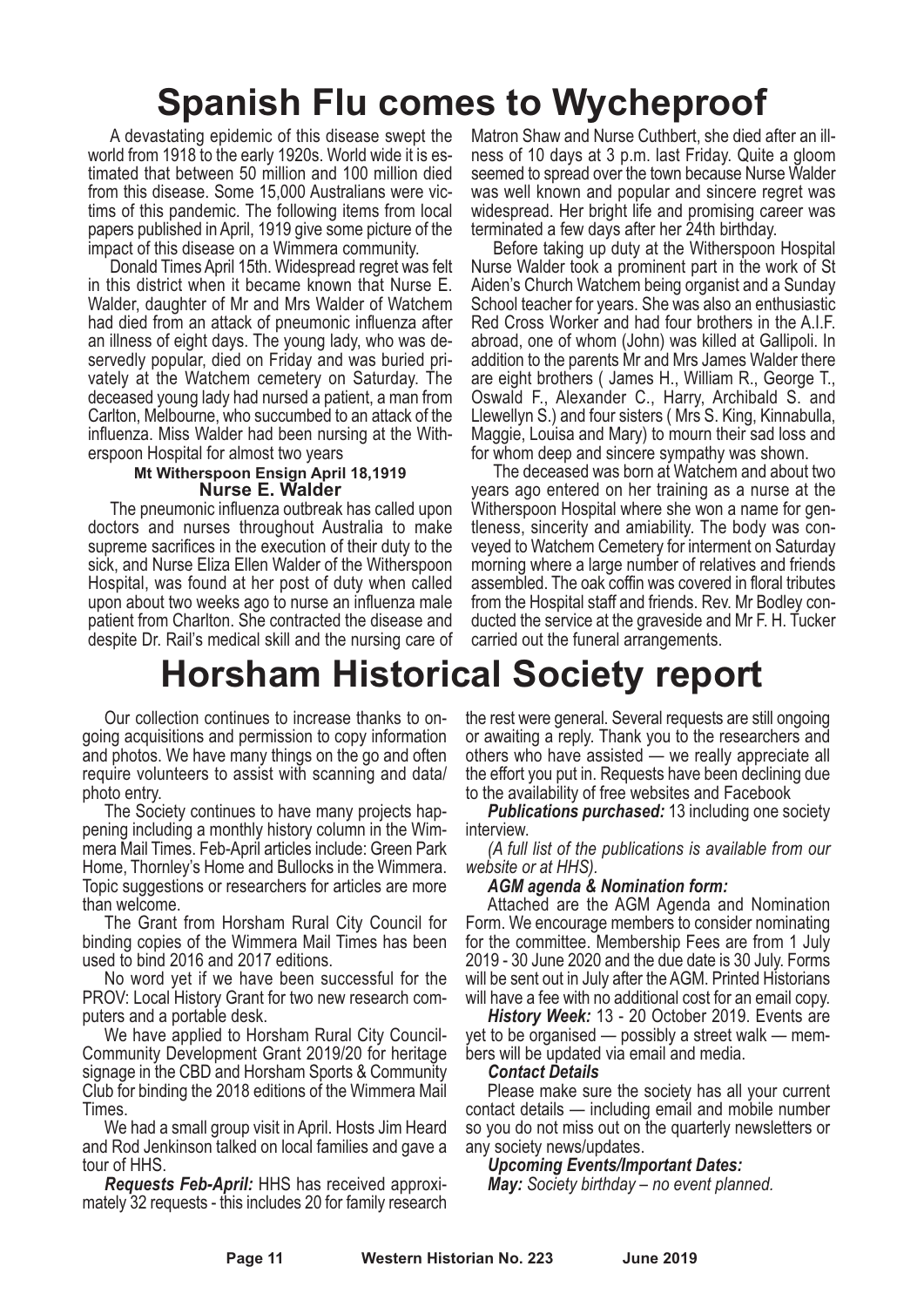# Spanish Flu comes to Wycheproof

A devastating epidemic of this disease swept the world from 1918 to the early 1920s. World wide it is estimated that between 50 million and 100 million died from this disease. Some 15,000 Australians were victims of this pandemic. The following items from local papers published in April, 1919 give some picture of the impact of this disease on a Wimmera community.

Donald Times April 15th. Widespread regret was felt in this district when it became known that Nurse E. Walder, daughter of Mr and Mrs Walder of Watchem had died from an attack of pneumonic influenza after an illness of eight days. The young lady, who was deservedly popular, died on Friday and was buried privately at the Watchem cemetery on Saturday. The deceased young lady had nursed a patient, a man from Carlton, Melbourne, who succumbed to an attack of the influenza. Miss Walder had been nursing at the Witherspoon Hospital for almost two years

**Mt Witherspoon Ensign April 18,1919**

**Nurse E. Walder**

The pneumonic influenza outbreak has called upon doctors and nurses throughout Australia to make supreme sacrifices in the execution of their duty to the sick, and Nurse Eliza Ellen Walder of the Witherspoon Hospital, was found at her post of duty when called upon about two weeks ago to nurse an influenza male patient from Charlton. She contracted the disease and despite Dr. Rail's medical skill and the nursing care of Matron Shaw and Nurse Cuthbert, she died after an illness of 10 days at 3 p.m. last Friday. Quite a gloom seemed to spread over the town because Nurse Walder was well known and popular and sincere regret was widespread. Her bright life and promising career was terminated a few days after her 24th birthday.

Before taking up duty at the Witherspoon Hospital Nurse Walder took a prominent part in the work of St Aiden's Church Watchem being organist and a Sunday School teacher for years. She was also an enthusiastic Red Cross Worker and had four brothers in the A.I.F. abroad, one of whom (John) was killed at Gallipoli. In addition to the parents Mr and Mrs James Walder there are eight brothers ( James H., William R., George T., Oswald F., Alexander C., Harry, Archibald S. and Llewellyn S.) and four sisters ( Mrs S. King, Kinnabulla, Maggie, Louisa and Mary) to mourn their sad loss and for whom deep and sincere sympathy was shown.

The deceased was born at Watchem and about two years ago entered on her training as a nurse at the Witherspoon Hospital where she won a name for gentleness, sincerity and amiability. The body was conveyed to Watchem Cemetery for interment on Saturday morning where a large number of relatives and friends assembled. The oak coffin was covered in floral tributes from the Hospital staff and friends. Rev. Mr Bodley conducted the service at the graveside and Mr F. H. Tucker carried out the funeral arrangements.

# Horsham Historical Society report

Our collection continues to increase thanks to ongoing acquisitions and permission to copy information and photos. We have many things on the go and often require volunteers to assist with scanning and data/photo entry.

The Society continues to have many projects happening including a monthly history column in the Wimmera Mail Times. Feb-April articles include: Green Park Home, Thornley's Home and Bullocks in the Wimmera. Topic suggestions or researchers for articles are more than welcome.

The Grant from Horsham Rural City Council for binding copies of the Wimmera Mail Times has been used to bind 2016 and 2017 editions.

No word yet if we have been successful for the PROV: Local History Grant for two new research computers and a portable desk.

We have applied to Horsham Rural City Council-Community Development Grant 2019/20 for heritage signage in the CBD and Horsham Sports & Community Club for binding the 2018 editions of the Wimmera Mail Times.

We had a small group visit in April. Hosts Jim Heard and Rod Jenkinson talked on local families and gave a tour of HHS.

***Requests Feb-April:*** HHS has received approximately 32 requests - this includes 20 for family research the rest were general. Several requests are still ongoing or awaiting a reply. Thank you to the researchers and others who have assisted — we really appreciate all the effort you put in. Requests have been declining due to the availability of free websites and Facebook

***Publications purchased:*** 13 including one society interview.

*(A full list of the publications is available from our website or at HHS).*

***AGM agenda & Nomination form:***

Attached are the AGM Agenda and Nomination Form. We encourage members to consider nominating for the committee. Membership Fees are from 1 July 2019 - 30 June 2020 and the due date is 30 July. Forms will be sent out in July after the AGM. Printed Historians will have a fee with no additional cost for an email copy.

***History Week:*** 13 - 20 October 2019. Events are yet to be organised — possibly a street walk — members will be updated via email and media.

***Contact Details***

Please make sure the society has all your current contact details — including email and mobile number so you do not miss out on the quarterly newsletters or any society news/updates.

***Upcoming Events/Important Dates:***

***May:*** *Society birthday – no event planned.*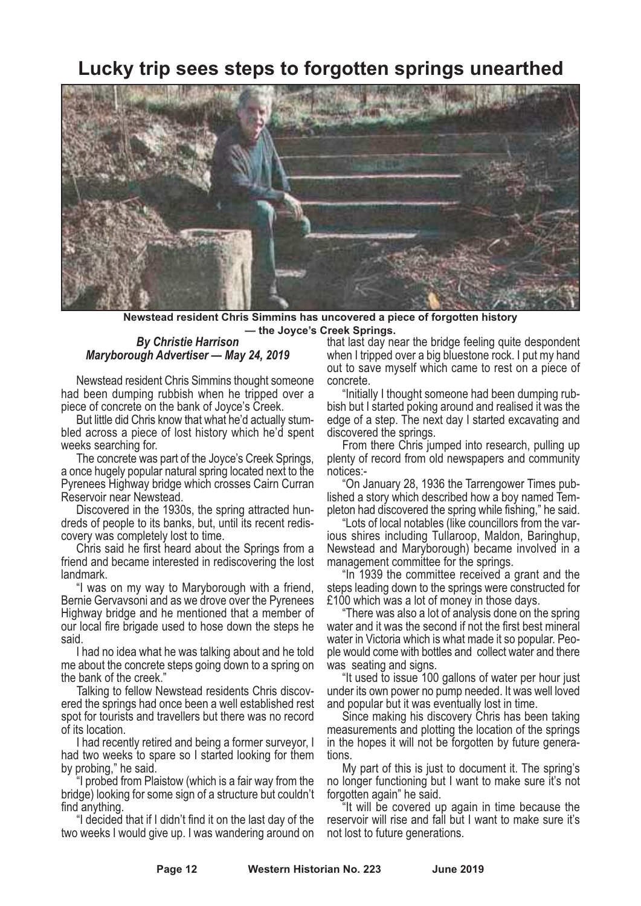# Lucky trip sees steps to forgotten springs unearthed

**Newstead resident Chris Simmins has uncovered a piece of forgotten history — the Joyce's Creek Springs.**

***By Christie Harrison***
***Maryborough Advertiser — May 24, 2019***

Newstead resident Chris Simmins thought someone had been dumping rubbish when he tripped over a piece of concrete on the bank of Joyce's Creek.

But little did Chris know that what he'd actually stumbled across a piece of lost history which he'd spent weeks searching for.

The concrete was part of the Joyce's Creek Springs, a once hugely popular natural spring located next to the Pyrenees Highway bridge which crosses Cairn Curran Reservoir near Newstead.

Discovered in the 1930s, the spring attracted hundreds of people to its banks, but, until its recent rediscovery was completely lost to time.

Chris said he first heard about the Springs from a friend and became interested in rediscovering the lost landmark.

"I was on my way to Maryborough with a friend, Bernie Gervavsoni and as we drove over the Pyrenees Highway bridge and he mentioned that a member of our local fire brigade used to hose down the steps he said.

I had no idea what he was talking about and he told me about the concrete steps going down to a spring on the bank of the creek."

Talking to fellow Newstead residents Chris discovered the springs had once been a well established rest spot for tourists and travellers but there was no record of its location.

I had recently retired and being a former surveyor, I had two weeks to spare so I started looking for them by probing," he said.

"I probed from Plaistow (which is a fair way from the bridge) looking for some sign of a structure but couldn't find anything.

"I decided that if I didn't find it on the last day of the two weeks I would give up. I was wandering around on that last day near the bridge feeling quite despondent when I tripped over a big bluestone rock. I put my hand out to save myself which came to rest on a piece of concrete.

"Initially I thought someone had been dumping rubbish but I started poking around and realised it was the edge of a step. The next day I started excavating and discovered the springs.

From there Chris jumped into research, pulling up plenty of record from old newspapers and community notices:-

"On January 28, 1936 the Tarrengower Times published a story which described how a boy named Templeton had discovered the spring while fishing," he said.

"Lots of local notables (like councillors from the various shires including Tullaroop, Maldon, Baringhup, Newstead and Maryborough) became involved in a management committee for the springs.

"In 1939 the committee received a grant and the steps leading down to the springs were constructed for £100 which was a lot of money in those days.

"There was also a lot of analysis done on the spring water and it was the second if not the first best mineral water in Victoria which is what made it so popular. People would come with bottles and collect water and there was seating and signs.

"It used to issue 100 gallons of water per hour just under its own power no pump needed. It was well loved and popular but it was eventually lost in time.

Since making his discovery Chris has been taking measurements and plotting the location of the springs in the hopes it will not be forgotten by future generations.

My part of this is just to document it. The spring's no longer functioning but I want to make sure it's not forgotten again" he said.

"It will be covered up again in time because the reservoir will rise and fall but I want to make sure it's not lost to future generations.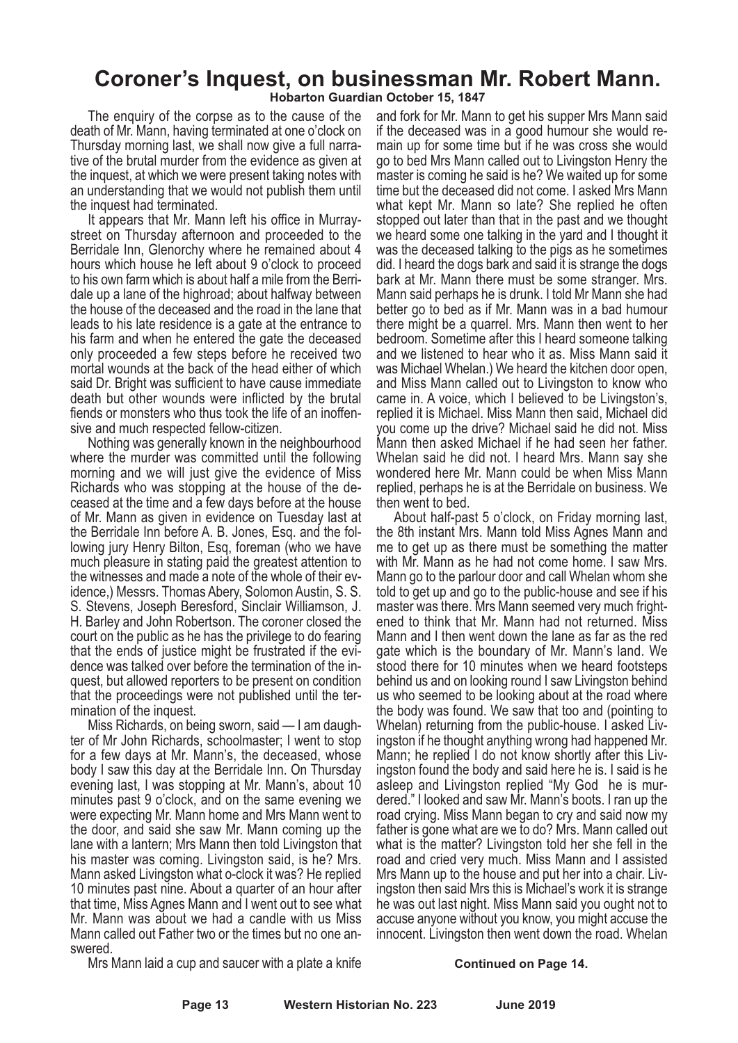# Coroner's Inquest, on businessman Mr. Robert Mann.

**Hobarton Guardian October 15, 1847**

The enquiry of the corpse as to the cause of the death of Mr. Mann, having terminated at one o'clock on Thursday morning last, we shall now give a full narrative of the brutal murder from the evidence as given at the inquest, at which we were present taking notes with an understanding that we would not publish them until the inquest had terminated.

It appears that Mr. Mann left his office in Murray-street on Thursday afternoon and proceeded to the Berridale Inn, Glenorchy where he remained about 4 hours which house he left about 9 o'clock to proceed to his own farm which is about half a mile from the Berridale up a lane of the highroad; about halfway between the house of the deceased and the road in the lane that leads to his late residence is a gate at the entrance to his farm and when he entered the gate the deceased only proceeded a few steps before he received two mortal wounds at the back of the head either of which said Dr. Bright was sufficient to have cause immediate death but other wounds were inflicted by the brutal fiends or monsters who thus took the life of an inoffensive and much respected fellow-citizen.

Nothing was generally known in the neighbourhood where the murder was committed until the following morning and we will just give the evidence of Miss Richards who was stopping at the house of the deceased at the time and a few days before at the house of Mr. Mann as given in evidence on Tuesday last at the Berridale Inn before A. B. Jones, Esq. and the following jury Henry Bilton, Esq, foreman (who we have much pleasure in stating paid the greatest attention to the witnesses and made a note of the whole of their evidence,) Messrs. Thomas Abery, Solomon Austin, S. S. S. Stevens, Joseph Beresford, Sinclair Williamson, J. H. Barley and John Robertson. The coroner closed the court on the public as he has the privilege to do fearing that the ends of justice might be frustrated if the evidence was talked over before the termination of the inquest, but allowed reporters to be present on condition that the proceedings were not published until the termination of the inquest.

Miss Richards, on being sworn, said — I am daughter of Mr John Richards, schoolmaster; I went to stop for a few days at Mr. Mann's, the deceased, whose body I saw this day at the Berridale Inn. On Thursday evening last, I was stopping at Mr. Mann's, about 10 minutes past 9 o'clock, and on the same evening we were expecting Mr. Mann home and Mrs Mann went to the door, and said she saw Mr. Mann coming up the lane with a lantern; Mrs Mann then told Livingston that his master was coming. Livingston said, is he? Mrs. Mann asked Livingston what o-clock it was? He replied 10 minutes past nine. About a quarter of an hour after that time, Miss Agnes Mann and I went out to see what Mr. Mann was about we had a candle with us Miss Mann called out Father two or the times but no one answered.

Mrs Mann laid a cup and saucer with a plate a knife and fork for Mr. Mann to get his supper Mrs Mann said if the deceased was in a good humour she would remain up for some time but if he was cross she would go to bed Mrs Mann called out to Livingston Henry the master is coming he said is he? We waited up for some time but the deceased did not come. I asked Mrs Mann what kept Mr. Mann so late? She replied he often stopped out later than that in the past and we thought we heard some one talking in the yard and I thought it was the deceased talking to the pigs as he sometimes did. I heard the dogs bark and said it is strange the dogs bark at Mr. Mann there must be some stranger. Mrs. Mann said perhaps he is drunk. I told Mr Mann she had better go to bed as if Mr. Mann was in a bad humour there might be a quarrel. Mrs. Mann then went to her bedroom. Sometime after this I heard someone talking and we listened to hear who it as. Miss Mann said it was Michael Whelan.) We heard the kitchen door open, and Miss Mann called out to Livingston to know who came in. A voice, which I believed to be Livingston's, replied it is Michael. Miss Mann then said, Michael did you come up the drive? Michael said he did not. Miss Mann then asked Michael if he had seen her father. Whelan said he did not. I heard Mrs. Mann say she wondered here Mr. Mann could be when Miss Mann replied, perhaps he is at the Berridale on business. We then went to bed.

About half-past 5 o'clock, on Friday morning last, the 8th instant Mrs. Mann told Miss Agnes Mann and me to get up as there must be something the matter with Mr. Mann as he had not come home. I saw Mrs. Mann go to the parlour door and call Whelan whom she told to get up and go to the public-house and see if his master was there. Mrs Mann seemed very much frightened to think that Mr. Mann had not returned. Miss Mann and I then went down the lane as far as the red gate which is the boundary of Mr. Mann's land. We stood there for 10 minutes when we heard footsteps behind us and on looking round I saw Livingston behind us who seemed to be looking about at the road where the body was found. We saw that too and (pointing to Whelan) returning from the public-house. I asked Livingston if he thought anything wrong had happened Mr. Mann; he replied I do not know shortly after this Livingston found the body and said here he is. I said is he asleep and Livingston replied "My God he is murdered." I looked and saw Mr. Mann's boots. I ran up the road crying. Miss Mann began to cry and said now my father is gone what are we to do? Mrs. Mann called out what is the matter? Livingston told her she fell in the road and cried very much. Miss Mann and I assisted Mrs Mann up to the house and put her into a chair. Livingston then said Mrs this is Michael's work it is strange he was out last night. Miss Mann said you ought not to accuse anyone without you know, you might accuse the innocent. Livingston then went down the road. Whelan

**Continued on Page 14.**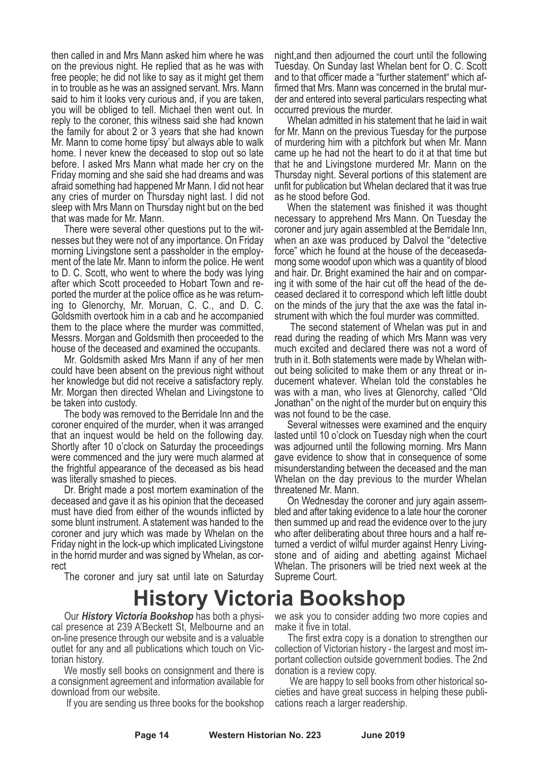then called in and Mrs Mann asked him where he was on the previous night. He replied that as he was with free people; he did not like to say as it might get them in to trouble as he was an assigned servant. Mrs. Mann said to him it looks very curious and, if you are taken, you will be obliged to tell. Michael then went out. In reply to the coroner, this witness said she had known the family for about 2 or 3 years that she had known Mr. Mann to come home tipsy' but always able to walk home. I never knew the deceased to stop out so late before. I asked Mrs Mann what made her cry on the Friday morning and she said she had dreams and was afraid something had happened Mr Mann. I did not hear any cries of murder on Thursday night last. I did not sleep with Mrs Mann on Thursday night but on the bed that was made for Mr. Mann.

There were several other questions put to the witnesses but they were not of any importance. On Friday morning Livingstone sent a passholder in the employment of the late Mr. Mann to inform the police. He went to D. C. Scott, who went to where the body was lying after which Scott proceeded to Hobart Town and reported the murder at the police office as he was returning to Glenorchy, Mr. Moruan, C. C., and D. C. Goldsmith overtook him in a cab and he accompanied them to the place where the murder was committed, Messrs. Morgan and Goldsmith then proceeded to the house of the deceased and examined the occupants.

Mr. Goldsmith asked Mrs Mann if any of her men could have been absent on the previous night without her knowledge but did not receive a satisfactory reply. Mr. Morgan then directed Whelan and Livingstone to be taken into custody.

The body was removed to the Berridale Inn and the coroner enquired of the murder, when it was arranged that an inquest would be held on the following day. Shortly after 10 o'clock on Saturday the proceedings were commenced and the jury were much alarmed at the frightful appearance of the deceased as bis head was literally smashed to pieces.

Dr. Bright made a post mortem examination of the deceased and gave it as his opinion that the deceased must have died from either of the wounds inflicted by some blunt instrument. A statement was handed to the coroner and jury which was made by Whelan on the Friday night in the lock-up which implicated Livingstone in the horrid murder and was signed by Whelan, as correct

The coroner and jury sat until late on Saturday night,and then adjourned the court until the following Tuesday. On Sunday last Whelan bent for O. C. Scott and to that officer made a "further statement" which affirmed that Mrs. Mann was concerned in the brutal murder and entered into several particulars respecting what occurred previous the murder.

Whelan admitted in his statement that he laid in wait for Mr. Mann on the previous Tuesday for the purpose of murdering him with a pitchfork but when Mr. Mann came up he had not the heart to do it at that time but that he and Livingstone murdered Mr. Mann on the Thursday night. Several portions of this statement are unfit for publication but Whelan declared that it was true as he stood before God.

When the statement was finished it was thought necessary to apprehend Mrs Mann. On Tuesday the coroner and jury again assembled at the Berridale Inn, when an axe was produced by Dalvol the "detective force" which he found at the house of the deceasedamong some woodof upon which was a quantity of blood and hair. Dr. Bright examined the hair and on comparing it with some of the hair cut off the head of the deceased declared it to correspond which left little doubt on the minds of the jury that the axe was the fatal instrument with which the foul murder was committed.

The second statement of Whelan was put in and read during the reading of which Mrs Mann was very much excited and declared there was not a word of truth in it. Both statements were made by Whelan without being solicited to make them or any threat or inducement whatever. Whelan told the constables he was with a man, who lives at Glenorchy, called "Old Jonathan" on the night of the murder but on enquiry this was not found to be the case.

Several witnesses were examined and the enquiry lasted until 10 o'clock on Tuesday nigh when the court was adjourned until the following morning. Mrs Mann gave evidence to show that in consequence of some misunderstanding between the deceased and the man Whelan on the day previous to the murder Whelan threatened Mr. Mann.

On Wednesday the coroner and jury again assembled and after taking evidence to a late hour the coroner then summed up and read the evidence over to the jury who after deliberating about three hours and a half returned a verdict of wilful murder against Henry Livingstone and of aiding and abetting against Michael Whelan. The prisoners will be tried next week at the Supreme Court.

# History Victoria Bookshop

Our ***History Victoria Bookshop*** has both a physical presence at 239 A'Beckett St, Melbourne and an on-line presence through our website and is a valuable outlet for any and all publications which touch on Victorian history.

We mostly sell books on consignment and there is a consignment agreement and information available for download from our website.

If you are sending us three books for the bookshop we ask you to consider adding two more copies and make it five in total.

The first extra copy is a donation to strengthen our collection of Victorian history - the largest and most important collection outside government bodies. The 2nd donation is a review copy.

We are happy to sell books from other historical societies and have great success in helping these publications reach a larger readership.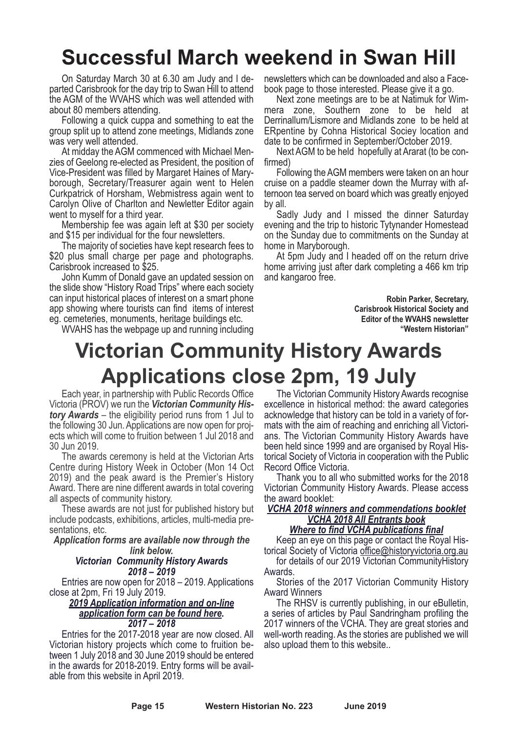# Successful March weekend in Swan Hill

On Saturday March 30 at 6.30 am Judy and I departed Carisbrook for the day trip to Swan Hill to attend the AGM of the WVAHS which was well attended with about 80 members attending.

Following a quick cuppa and something to eat the group split up to attend zone meetings, Midlands zone was very well attended.

At midday the AGM commenced with Michael Menzies of Geelong re-elected as President, the position of Vice-President was filled by Margaret Haines of Maryborough, Secretary/Treasurer again went to Helen Curkpatrick of Horsham, Webmistress again went to Carolyn Olive of Charlton and Newletter Editor again went to myself for a third year.

Membership fee was again left at $30 per society and $15 per individual for the four newsletters.

The majority of societies have kept research fees to $20 plus small charge per page and photographs. Carisbrook increased to $25.

John Kumm of Donald gave an updated session on the slide show "History Road Trips" where each society can input historical places of interest on a smart phone app showing where tourists can find items of interest eg. cemeteries, monuments, heritage buildings etc.

WVAHS has the webpage up and running including newsletters which can be downloaded and also a Facebook page to those interested. Please give it a go.

Next zone meetings are to be at Natimuk for Wimmera zone, Southern zone to be held at Derrinallum/Lismore and Midlands zone to be held at ERpentine by Cohna Historical Sociey location and date to be confirmed in September/October 2019.

Next AGM to be held hopefully at Ararat (to be confirmed)

Following the AGM members were taken on an hour cruise on a paddle steamer down the Murray with afternoon tea served on board which was greatly enjoyed by all.

Sadly Judy and I missed the dinner Saturday evening and the trip to historic Tytynander Homestead on the Sunday due to commitments on the Sunday at home in Maryborough.

At 5pm Judy and I headed off on the return drive home arriving just after dark completing a 466 km trip and kangaroo free.

**Robin Parker, Secretary,**
**Carisbrook Historical Society and**
**Editor of the WVAHS newsletter**
**"Western Historian"**

# Victorian Community History Awards Applications close 2pm, 19 July

Each year, in partnership with Public Records Office Victoria (PROV) we run the ***Victorian Community History Awards*** – the eligibility period runs from 1 Jul to the following 30 Jun. Applications are now open for projects which will come to fruition between 1 Jul 2018 and 30 Jun 2019.

The awards ceremony is held at the Victorian Arts Centre during History Week in October (Mon 14 Oct 2019) and the peak award is the Premier's History Award. There are nine different awards in total covering all aspects of community history.

These awards are not just for published history but include podcasts, exhibitions, articles, multi-media presentations, etc.

***Application forms are available now through the link below.***

***Victorian Community History Awards***
***2018 – 2019***

Entries are now open for 2018 – 2019. Applications close at 2pm, Fri 19 July 2019.

***2019 Application information and on-line application form can be found here.***
***2017 – 2018***

Entries for the 2017-2018 year are now closed. All Victorian history projects which come to fruition between 1 July 2018 and 30 June 2019 should be entered in the awards for 2018-2019. Entry forms will be available from this website in April 2019.

The Victorian Community History Awards recognise excellence in historical method: the award categories acknowledge that history can be told in a variety of formats with the aim of reaching and enriching all Victorians. The Victorian Community History Awards have been held since 1999 and are organised by Royal Historical Society of Victoria in cooperation with the Public Record Office Victoria.

Thank you to all who submitted works for the 2018 Victorian Community History Awards. Please access the award booklet:

***VCHA 2018 winners and commendations booklet***
***VCHA 2018 All Entrants book***
***Where to find VCHA publications final***

Keep an eye on this page or contact the Royal Historical Society of Victoria office@historyvictoria.org.au for details of our 2019 Victorian CommunityHistory Awards.

Stories of the 2017 Victorian Community History Award Winners

The RHSV is currently publishing, in our eBulletin, a series of articles by Paul Sandringham profiling the 2017 winners of the VCHA. They are great stories and well-worth reading. As the stories are published we will also upload them to this website..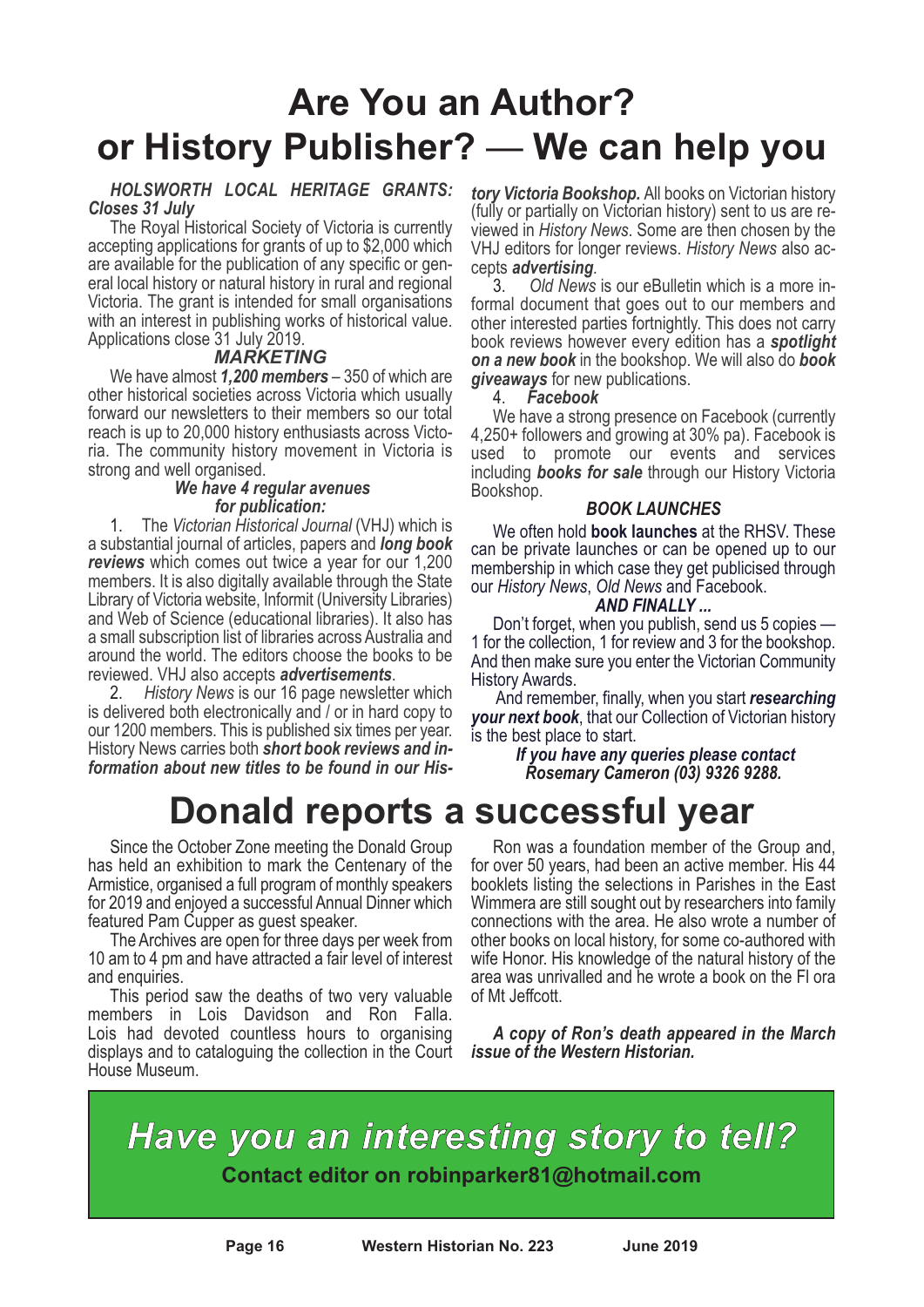# Are You an Author? or History Publisher? — We can help you

***HOLSWORTH LOCAL HERITAGE GRANTS: Closes 31 July***

The Royal Historical Society of Victoria is currently accepting applications for grants of up to $2,000 which are available for the publication of any specific or general local history or natural history in rural and regional Victoria. The grant is intended for small organisations with an interest in publishing works of historical value. Applications close 31 July 2019.

***MARKETING***

We have almost ***1,200 members*** – 350 of which are other historical societies across Victoria which usually forward our newsletters to their members so our total reach is up to 20,000 history enthusiasts across Victoria. The community history movement in Victoria is strong and well organised.

***We have 4 regular avenues for publication:***

1. The *Victorian Historical Journal* (VHJ) which is a substantial journal of articles, papers and ***long book reviews*** which comes out twice a year for our 1,200 members. It is also digitally available through the State Library of Victoria website, Informit (University Libraries) and Web of Science (educational libraries). It also has a small subscription list of libraries across Australia and around the world. The editors choose the books to be reviewed. VHJ also accepts ***advertisements***.
2. *History News* is our 16 page newsletter which is delivered both electronically and / or in hard copy to our 1200 members. This is published six times per year. History News carries both ***short book reviews and information about new titles to be found in our History Victoria Bookshop.*** All books on Victorian history (fully or partially on Victorian history) sent to us are reviewed in *History News*. Some are then chosen by the VHJ editors for longer reviews. *History News* also accepts ***advertising***.
3. *Old News* is our eBulletin which is a more informal document that goes out to our members and other interested parties fortnightly. This does not carry book reviews however every edition has a ***spotlight on a new book*** in the bookshop. We will also do ***book giveaways*** for new publications.
4. ***Facebook***

We have a strong presence on Facebook (currently 4,250+ followers and growing at 30% pa). Facebook is used to promote our events and services including ***books for sale*** through our History Victoria Bookshop.

***BOOK LAUNCHES***

We often hold **book launches** at the RHSV. These can be private launches or can be opened up to our membership in which case they get publicised through our *History News*, *Old News* and Facebook.

***AND FINALLY ...***

Don't forget, when you publish, send us 5 copies — 1 for the collection, 1 for review and 3 for the bookshop. And then make sure you enter the Victorian Community History Awards.

And remember, finally, when you start ***researching your next book***, that our Collection of Victorian history is the best place to start.

***If you have any queries please contact Rosemary Cameron (03) 9326 9288.***

# Donald reports a successful year

Since the October Zone meeting the Donald Group has held an exhibition to mark the Centenary of the Armistice, organised a full program of monthly speakers for 2019 and enjoyed a successful Annual Dinner which featured Pam Cupper as guest speaker.

The Archives are open for three days per week from 10 am to 4 pm and have attracted a fair level of interest and enquiries.

This period saw the deaths of two very valuable members in Lois Davidson and Ron Falla. Lois had devoted countless hours to organising displays and to cataloguing the collection in the Court House Museum.

Ron was a foundation member of the Group and, for over 50 years, had been an active member. His 44 booklets listing the selections in Parishes in the East Wimmera are still sought out by researchers into family connections with the area. He also wrote a number of other books on local history, for some co-authored with wife Honor. His knowledge of the natural history of the area was unrivalled and he wrote a book on the Fl ora of Mt Jeffcott.

***A copy of Ron's death appeared in the March issue of the Western Historian.***

## *Have you an interesting story to tell?*

**Contact editor on robinparker81@hotmail.com**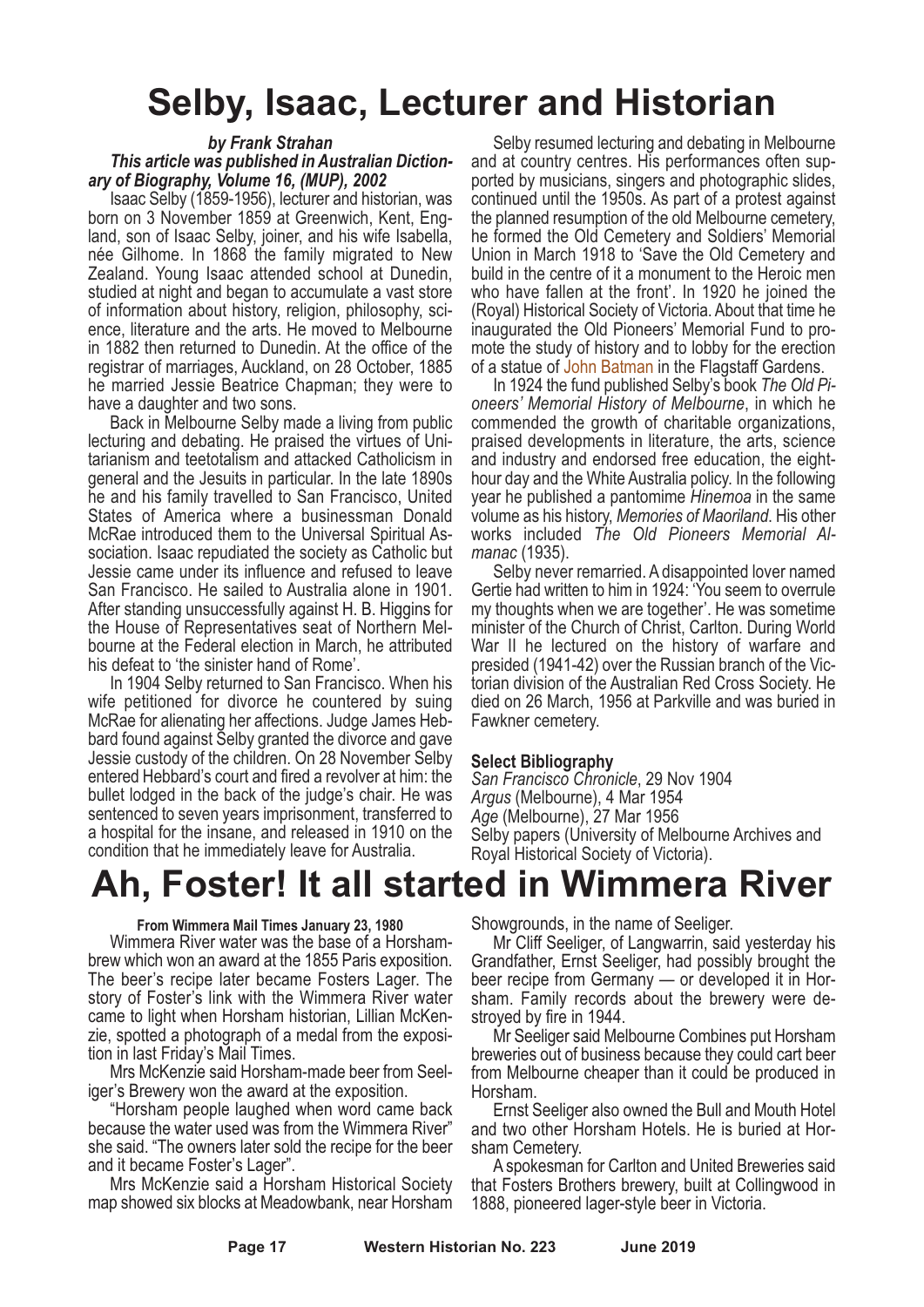# Selby, Isaac, Lecturer and Historian

***by Frank Strahan***

***This article was published in Australian Dictionary of Biography, Volume 16, (MUP), 2002***

Isaac Selby (1859-1956), lecturer and historian, was born on 3 November 1859 at Greenwich, Kent, England, son of Isaac Selby, joiner, and his wife Isabella, née Gilhome. In 1868 the family migrated to New Zealand. Young Isaac attended school at Dunedin, studied at night and began to accumulate a vast store of information about history, religion, philosophy, science, literature and the arts. He moved to Melbourne in 1882 then returned to Dunedin. At the office of the registrar of marriages, Auckland, on 28 October, 1885 he married Jessie Beatrice Chapman; they were to have a daughter and two sons.

Back in Melbourne Selby made a living from public lecturing and debating. He praised the virtues of Unitarianism and teetotalism and attacked Catholicism in general and the Jesuits in particular. In the late 1890s he and his family travelled to San Francisco, United States of America where a businessman Donald McRae introduced them to the Universal Spiritual Association. Isaac repudiated the society as Catholic but Jessie came under its influence and refused to leave San Francisco. He sailed to Australia alone in 1901. After standing unsuccessfully against H. B. Higgins for the House of Representatives seat of Northern Melbourne at the Federal election in March, he attributed his defeat to 'the sinister hand of Rome'.

In 1904 Selby returned to San Francisco. When his wife petitioned for divorce he countered by suing McRae for alienating her affections. Judge James Hebbard found against Selby granted the divorce and gave Jessie custody of the children. On 28 November Selby entered Hebbard's court and fired a revolver at him: the bullet lodged in the back of the judge's chair. He was sentenced to seven years imprisonment, transferred to a hospital for the insane, and released in 1910 on the condition that he immediately leave for Australia.

Selby resumed lecturing and debating in Melbourne and at country centres. His performances often supported by musicians, singers and photographic slides, continued until the 1950s. As part of a protest against the planned resumption of the old Melbourne cemetery, he formed the Old Cemetery and Soldiers' Memorial Union in March 1918 to 'Save the Old Cemetery and build in the centre of it a monument to the Heroic men who have fallen at the front'. In 1920 he joined the (Royal) Historical Society of Victoria. About that time he inaugurated the Old Pioneers' Memorial Fund to promote the study of history and to lobby for the erection of a statue of John Batman in the Flagstaff Gardens.

In 1924 the fund published Selby's book *The Old Pioneers' Memorial History of Melbourne*, in which he commended the growth of charitable organizations, praised developments in literature, the arts, science and industry and endorsed free education, the eight-hour day and the White Australia policy. In the following year he published a pantomime *Hinemoa* in the same volume as his history, *Memories of Maoriland*. His other works included *The Old Pioneers Memorial Almanac* (1935).

Selby never remarried. A disappointed lover named Gertie had written to him in 1924: 'You seem to overrule my thoughts when we are together'. He was sometime minister of the Church of Christ, Carlton. During World War II he lectured on the history of warfare and presided (1941-42) over the Russian branch of the Victorian division of the Australian Red Cross Society. He died on 26 March, 1956 at Parkville and was buried in Fawkner cemetery.

**Select Bibliography**

*San Francisco Chronicle*, 29 Nov 1904
*Argus* (Melbourne), 4 Mar 1954
*Age* (Melbourne), 27 Mar 1956
Selby papers (University of Melbourne Archives and Royal Historical Society of Victoria).

# Ah, Foster! It all started in Wimmera River

**From Wimmera Mail Times January 23, 1980**

Wimmera River water was the base of a Horsham-brew which won an award at the 1855 Paris exposition. The beer's recipe later became Fosters Lager. The story of Foster's link with the Wimmera River water came to light when Horsham historian, Lillian McKenzie, spotted a photograph of a medal from the exposition in last Friday's Mail Times.

Mrs McKenzie said Horsham-made beer from Seeliger's Brewery won the award at the exposition.

"Horsham people laughed when word came back because the water used was from the Wimmera River" she said. "The owners later sold the recipe for the beer and it became Foster's Lager".

Mrs McKenzie said a Horsham Historical Society map showed six blocks at Meadowbank, near Horsham Showgrounds, in the name of Seeliger.

Mr Cliff Seeliger, of Langwarrin, said yesterday his Grandfather, Ernst Seeliger, had possibly brought the beer recipe from Germany — or developed it in Horsham. Family records about the brewery were destroyed by fire in 1944.

Mr Seeliger said Melbourne Combines put Horsham breweries out of business because they could cart beer from Melbourne cheaper than it could be produced in Horsham.

Ernst Seeliger also owned the Bull and Mouth Hotel and two other Horsham Hotels. He is buried at Horsham Cemetery.

A spokesman for Carlton and United Breweries said that Fosters Brothers brewery, built at Collingwood in 1888, pioneered lager-style beer in Victoria.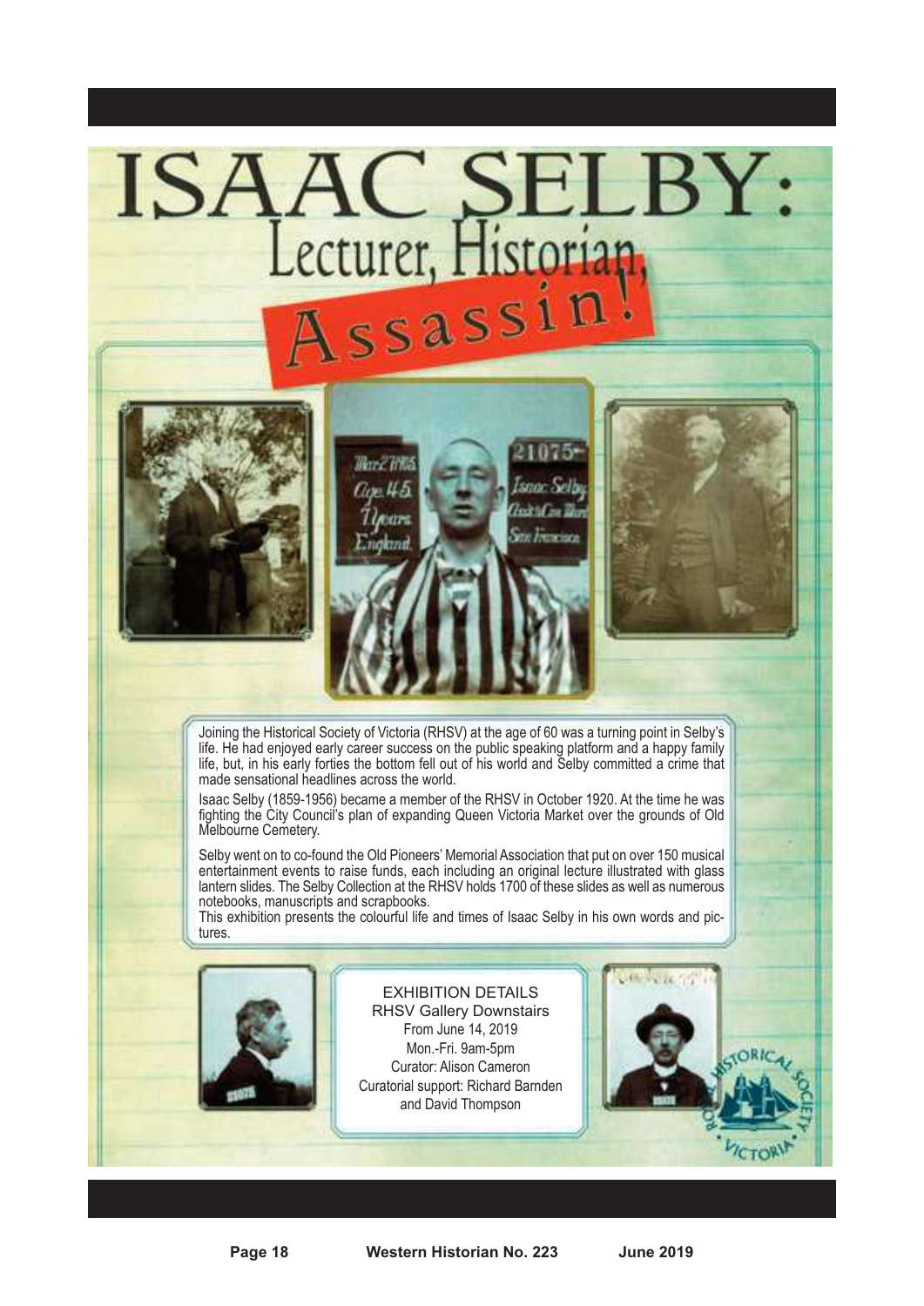# ISAAC SELBY:

## Lecturer, Historian, Assassin!

Joining the Historical Society of Victoria (RHSV) at the age of 60 was a turning point in Selby's life. He had enjoyed early career success on the public speaking platform and a happy family life, but, in his early forties the bottom fell out of his world and Selby committed a crime that made sensational headlines across the world.

Isaac Selby (1859-1956) became a member of the RHSV in October 1920. At the time he was fighting the City Council's plan of expanding Queen Victoria Market over the grounds of Old Melbourne Cemetery.

Selby went on to co-found the Old Pioneers' Memorial Association that put on over 150 musical entertainment events to raise funds, each including an original lecture illustrated with glass lantern slides. The Selby Collection at the RHSV holds 1700 of these slides as well as numerous notebooks, manuscripts and scrapbooks.

This exhibition presents the colourful life and times of Isaac Selby in his own words and pictures.

EXHIBITION DETAILS

RHSV Gallery Downstairs

From June 14, 2019

Mon.-Fri. 9am-5pm

Curator: Alison Cameron

Curatorial support: Richard Barnden and David Thompson